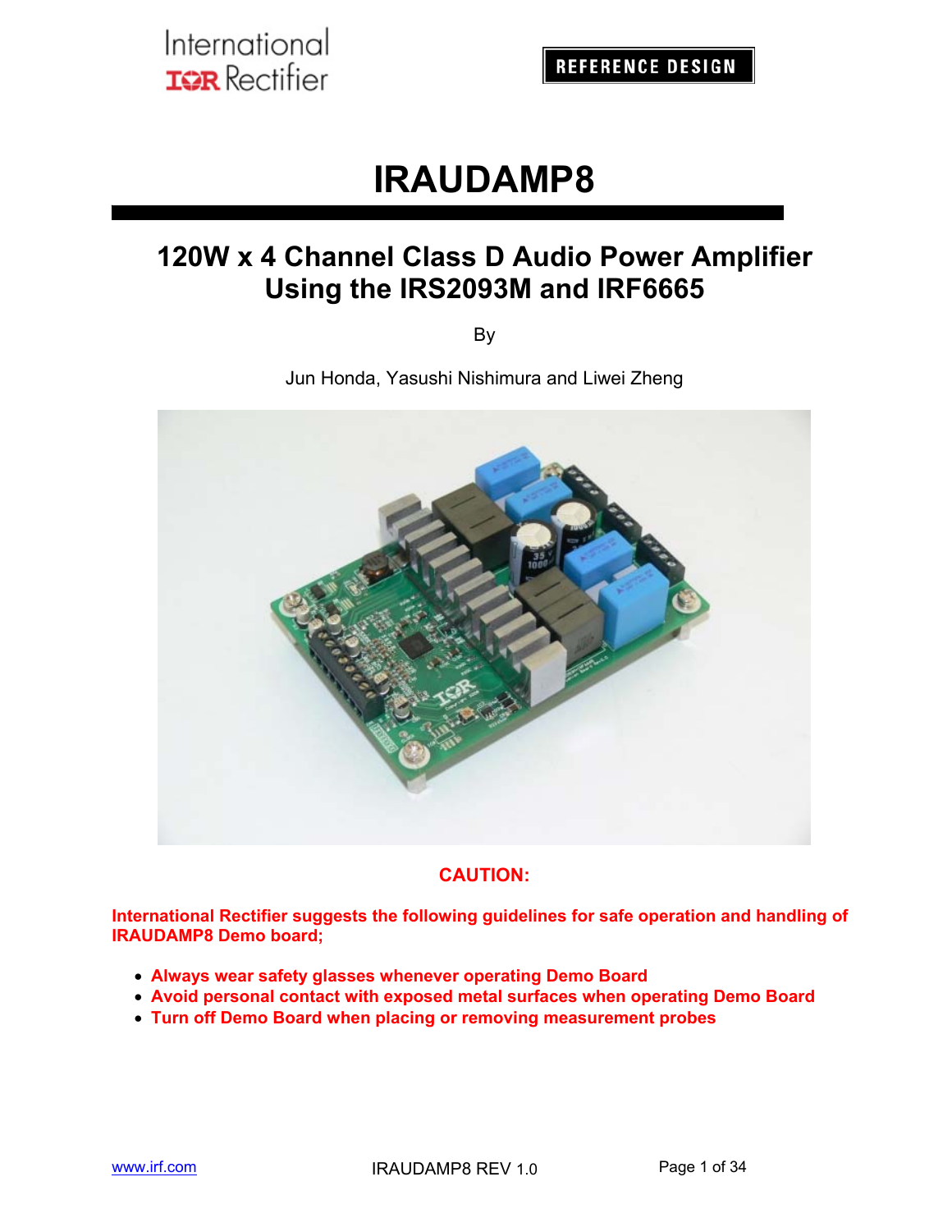International Rectifier

REFERENCE DESIGN

# IRAUDAMP8

## 120W x 4 Channel Class D Audio Power Amplifier Using the IRS2093M and IRF6665

By

Jun Honda, Yasushi Nishimura and Liwei Zheng

**CAUTION:**

**International Rectifier suggests the following guidelines for safe operation and handling of IRAUDAMP8 Demo board;**

- **Always wear safety glasses whenever operating Demo Board**
- **Avoid personal contact with exposed metal surfaces when operating Demo Board**
- **Turn off Demo Board when placing or removing measurement probes**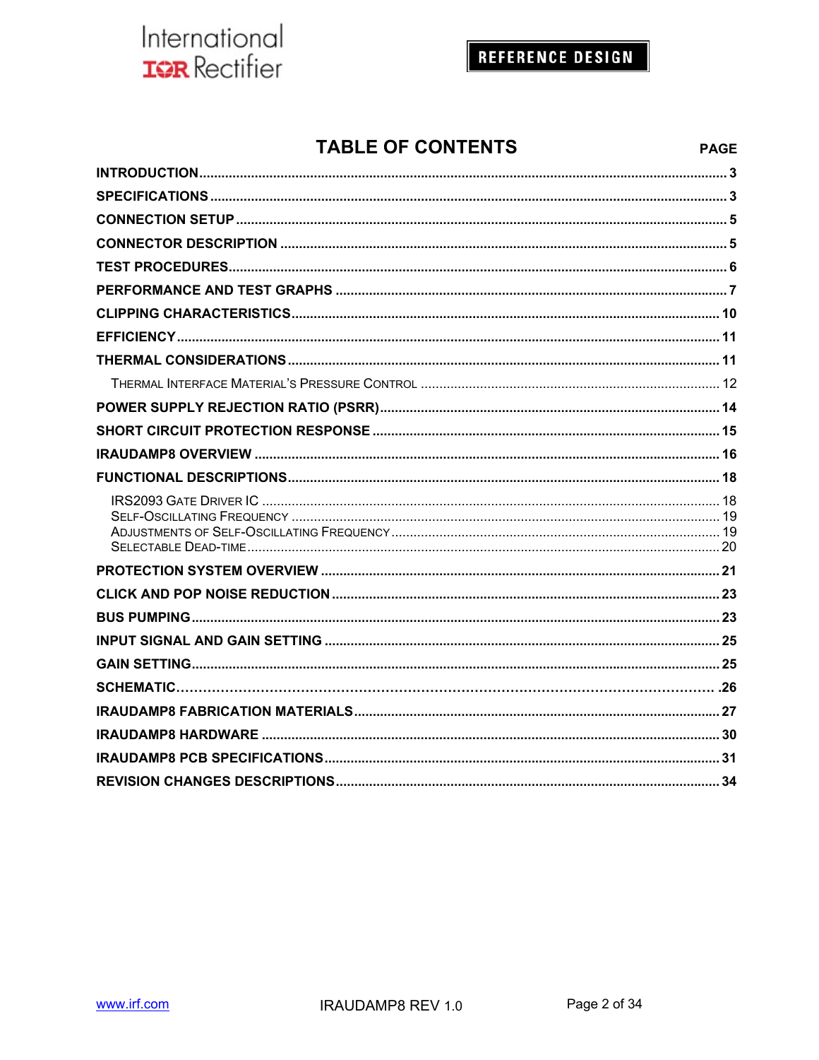# TABLE OF CONTENTS

| | PAGE |
|---|---|
| **INTRODUCTION** | 3 |
| **SPECIFICATIONS** | 3 |
| **CONNECTION SETUP** | 5 |
| **CONNECTOR DESCRIPTION** | 5 |
| **TEST PROCEDURES** | 6 |
| **PERFORMANCE AND TEST GRAPHS** | 7 |
| **CLIPPING CHARACTERISTICS** | 10 |
| **EFFICIENCY** | 11 |
| **THERMAL CONSIDERATIONS** | 11 |
| Thermal Interface Material's Pressure Control | 12 |
| **POWER SUPPLY REJECTION RATIO (PSRR)** | 14 |
| **SHORT CIRCUIT PROTECTION RESPONSE** | 15 |
| **IRAUDAMP8 OVERVIEW** | 16 |
| **FUNCTIONAL DESCRIPTIONS** | 18 |
| IRS2093 Gate Driver IC | 18 |
| Self-Oscillating Frequency | 19 |
| Adjustments of Self-Oscillating Frequency | 19 |
| Selectable Dead-Time | 20 |
| **PROTECTION SYSTEM OVERVIEW** | 21 |
| **CLICK AND POP NOISE REDUCTION** | 23 |
| **BUS PUMPING** | 23 |
| **INPUT SIGNAL AND GAIN SETTING** | 25 |
| **GAIN SETTING** | 25 |
| **SCHEMATIC** | 26 |
| **IRAUDAMP8 FABRICATION MATERIALS** | 27 |
| **IRAUDAMP8 HARDWARE** | 30 |
| **IRAUDAMP8 PCB SPECIFICATIONS** | 31 |
| **REVISION CHANGES DESCRIPTIONS** | 34 |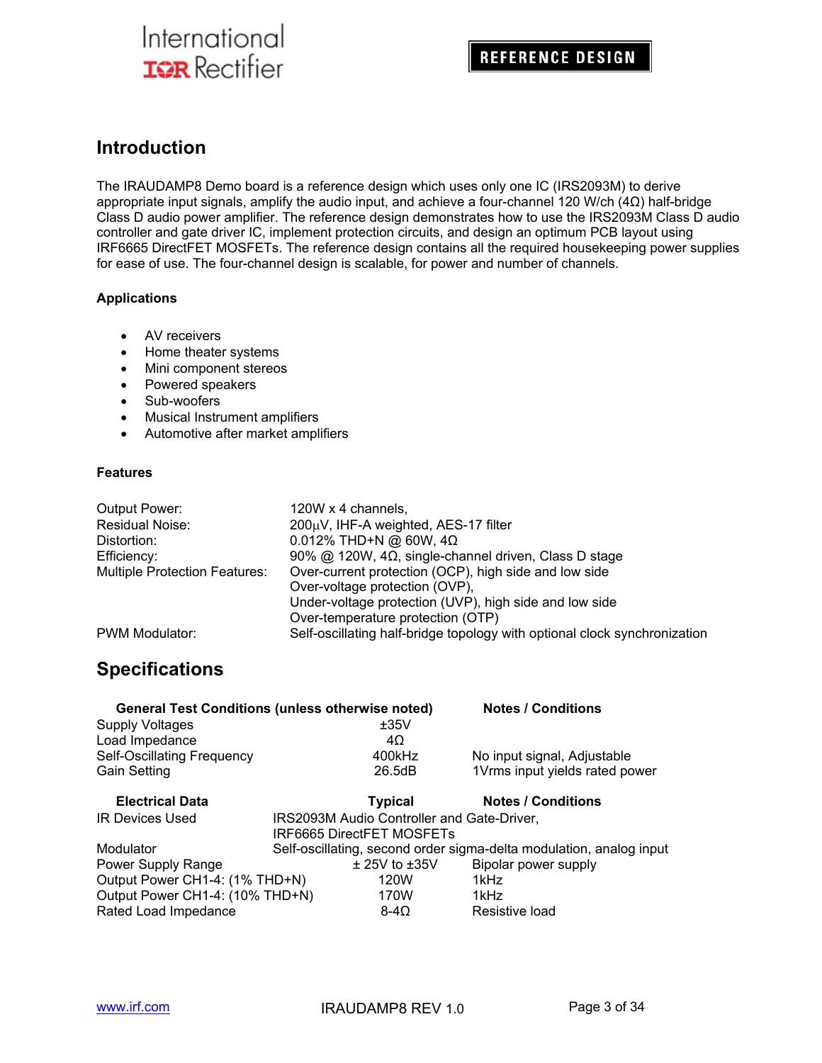## Introduction

The IRAUDAMP8 Demo board is a reference design which uses only one IC (IRS2093M) to derive appropriate input signals, amplify the audio input, and achieve a four-channel 120 W/ch (4Ω) half-bridge Class D audio power amplifier. The reference design demonstrates how to use the IRS2093M Class D audio controller and gate driver IC, implement protection circuits, and design an optimum PCB layout using IRF6665 DirectFET MOSFETs. The reference design contains all the required housekeeping power supplies for ease of use. The four-channel design is scalable, for power and number of channels.

### Applications

- AV receivers
- Home theater systems
- Mini component stereos
- Powered speakers
- Sub-woofers
- Musical Instrument amplifiers
- Automotive after market amplifiers

### Features

| | |
|---|---|
| Output Power: | 120W x 4 channels, |
| Residual Noise: | 200μV, IHF-A weighted, AES-17 filter |
| Distortion: | 0.012% THD+N @ 60W, 4Ω |
| Efficiency: | 90% @ 120W, 4Ω, single-channel driven, Class D stage |
| Multiple Protection Features: | Over-current protection (OCP), high side and low side<br>Over-voltage protection (OVP),<br>Under-voltage protection (UVP), high side and low side<br>Over-temperature protection (OTP) |
| PWM Modulator: | Self-oscillating half-bridge topology with optional clock synchronization |

## Specifications

| General Test Conditions (unless otherwise noted) | | Notes / Conditions |
|---|---|---|
| Supply Voltages | ±35V | |
| Load Impedance | 4Ω | |
| Self-Oscillating Frequency | 400kHz | No input signal, Adjustable |
| Gain Setting | 26.5dB | 1Vrms input yields rated power |

| Electrical Data | Typical | Notes / Conditions |
|---|---|---|
| IR Devices Used | IRS2093M Audio Controller and Gate-Driver, IRF6665 DirectFET MOSFETs | |
| Modulator | Self-oscillating, second order sigma-delta modulation, analog input | |
| Power Supply Range | ± 25V to ±35V | Bipolar power supply |
| Output Power CH1-4: (1% THD+N) | 120W | 1kHz |
| Output Power CH1-4: (10% THD+N) | 170W | 1kHz |
| Rated Load Impedance | 8-4Ω | Resistive load |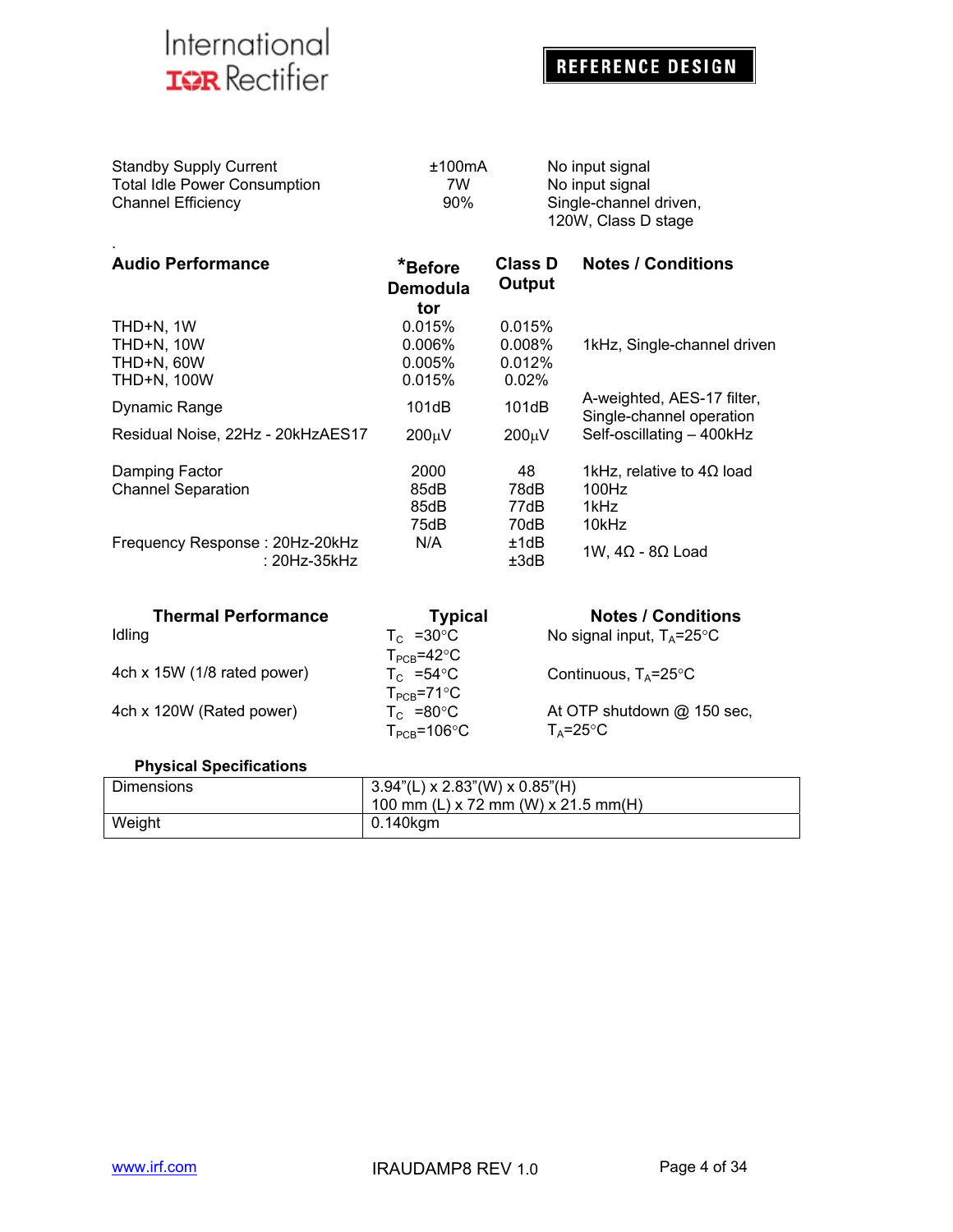| | | |
|---|---|---|
| Standby Supply Current | ±100mA | No input signal |
| Total Idle Power Consumption | 7W | No input signal |
| Channel Efficiency | 90% | Single-channel driven, 120W, Class D stage |

.

| **Audio Performance** | ***Before Demodulator** | **Class D Output** | **Notes / Conditions** |
|---|---|---|---|
| THD+N, 1W | 0.015% | 0.015% | |
| THD+N, 10W | 0.006% | 0.008% | 1kHz, Single-channel driven |
| THD+N, 60W | 0.005% | 0.012% | |
| THD+N, 100W | 0.015% | 0.02% | |
| Dynamic Range | 101dB | 101dB | A-weighted, AES-17 filter, Single-channel operation |
| Residual Noise, 22Hz - 20kHzAES17 | 200µV | 200µV | Self-oscillating – 400kHz |
| Damping Factor | 2000 | 48 | 1kHz, relative to 4Ω load |
| Channel Separation | 85dB | 78dB | 100Hz |
| | 85dB | 77dB | 1kHz |
| | 75dB | 70dB | 10kHz |
| Frequency Response : 20Hz-20kHz | N/A | ±1dB | 1W, 4Ω - 8Ω Load |
| : 20Hz-35kHz | | ±3dB | |

| **Thermal Performance** | **Typical** | **Notes / Conditions** |
|---|---|---|
| Idling | $T_C$ =30°C<br>$T_{PCB}$=42°C | No signal input, $T_A$=25°C |
| 4ch x 15W (1/8 rated power) | $T_C$ =54°C<br>$T_{PCB}$=71°C | Continuous, $T_A$=25°C |
| 4ch x 120W (Rated power) | $T_C$ =80°C<br>$T_{PCB}$=106°C | At OTP shutdown @ 150 sec, $T_A$=25°C |

**Physical Specifications**

| | |
|---|---|
| Dimensions | 3.94"(L) x 2.83"(W) x 0.85"(H)<br>100 mm (L) x 72 mm (W) x 21.5 mm(H) |
| Weight | 0.140kgm |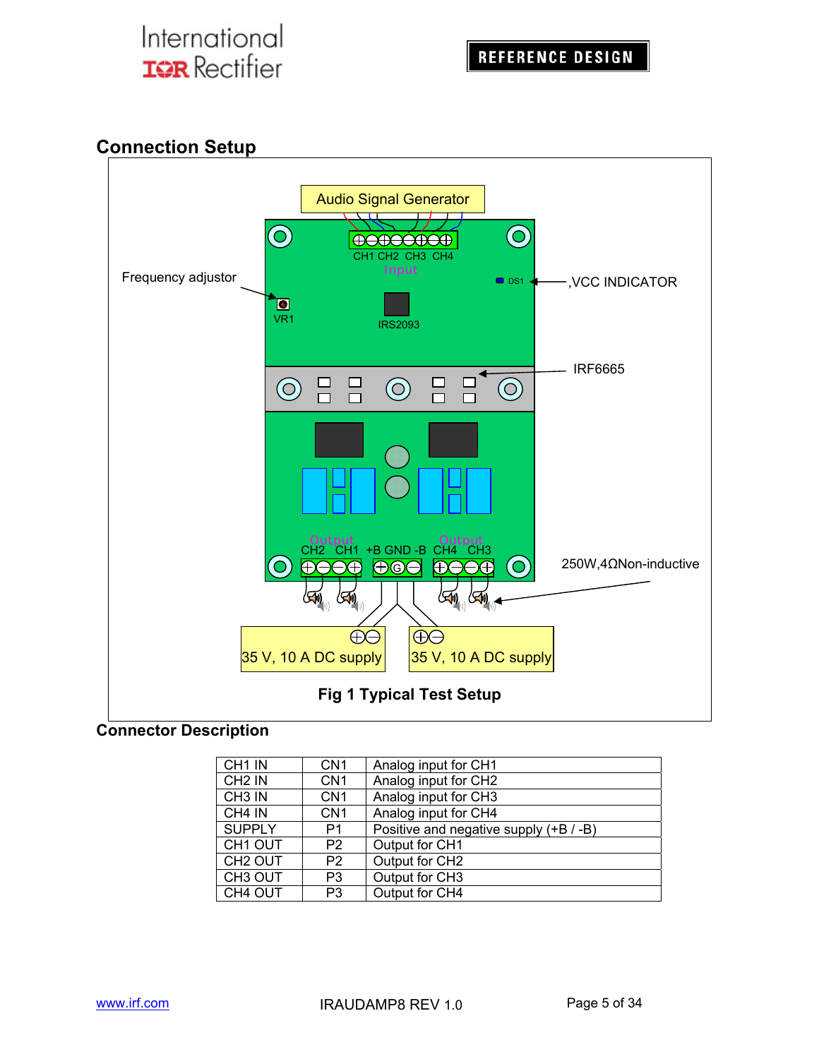## Connection Setup

Audio Signal Generator

CH1 CH2 CH3 CH4
Input

Frequency adjustor

VR1

IRS2093

DS1

,VCC INDICATOR

IRF6665

Output Output
CH2 CH1 +B GND -B CH4 CH3

250W,4ΩNon-inductive

35 V, 10 A DC supply

35 V, 10 A DC supply

**Fig 1 Typical Test Setup**

## Connector Description

| | | |
|---|---|---|
| CH1 IN | CN1 | Analog input for CH1 |
| CH2 IN | CN1 | Analog input for CH2 |
| CH3 IN | CN1 | Analog input for CH3 |
| CH4 IN | CN1 | Analog input for CH4 |
| SUPPLY | P1 | Positive and negative supply (+B / -B) |
| CH1 OUT | P2 | Output for CH1 |
| CH2 OUT | P2 | Output for CH2 |
| CH3 OUT | P3 | Output for CH3 |
| CH4 OUT | P3 | Output for CH4 |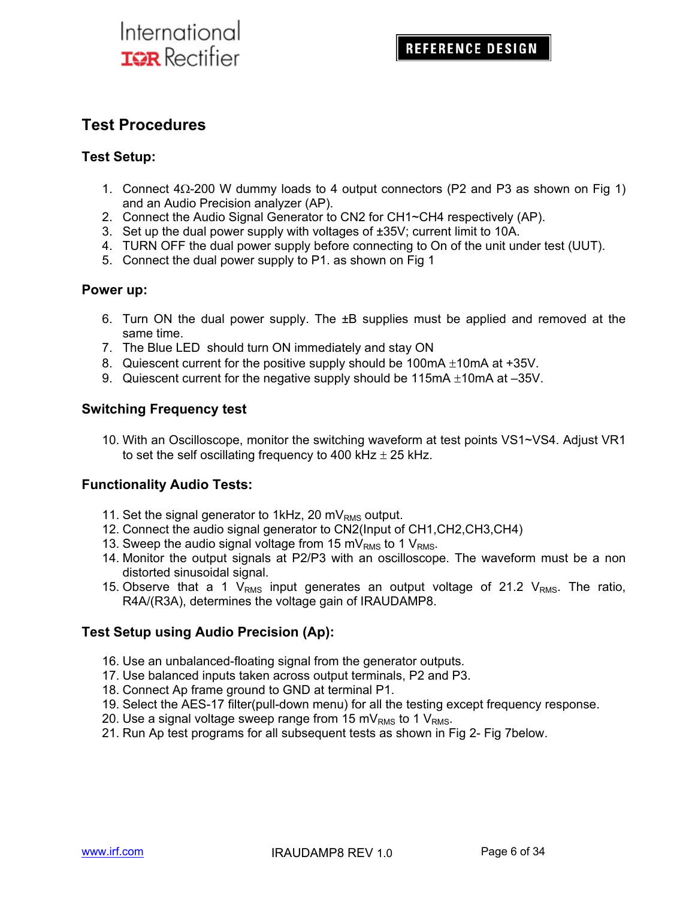## Test Procedures

### Test Setup:

1. Connect 4Ω-200 W dummy loads to 4 output connectors (P2 and P3 as shown on Fig 1) and an Audio Precision analyzer (AP).
2. Connect the Audio Signal Generator to CN2 for CH1~CH4 respectively (AP).
3. Set up the dual power supply with voltages of ±35V; current limit to 10A.
4. TURN OFF the dual power supply before connecting to On of the unit under test (UUT).
5. Connect the dual power supply to P1. as shown on Fig 1

### Power up:

6. Turn ON the dual power supply. The ±B supplies must be applied and removed at the same time.
7. The Blue LED should turn ON immediately and stay ON
8. Quiescent current for the positive supply should be 100mA ±10mA at +35V.
9. Quiescent current for the negative supply should be 115mA ±10mA at –35V.

### Switching Frequency test

10. With an Oscilloscope, monitor the switching waveform at test points VS1~VS4. Adjust VR1 to set the self oscillating frequency to 400 kHz ± 25 kHz.

### Functionality Audio Tests:

11. Set the signal generator to 1kHz, 20 $mV_{RMS}$ output.
12. Connect the audio signal generator to CN2(Input of CH1,CH2,CH3,CH4)
13. Sweep the audio signal voltage from 15 $mV_{RMS}$ to 1 $V_{RMS}$.
14. Monitor the output signals at P2/P3 with an oscilloscope. The waveform must be a non distorted sinusoidal signal.
15. Observe that a 1 $V_{RMS}$ input generates an output voltage of 21.2 $V_{RMS}$. The ratio, R4A/(R3A), determines the voltage gain of IRAUDAMP8.

### Test Setup using Audio Precision (Ap):

16. Use an unbalanced-floating signal from the generator outputs.
17. Use balanced inputs taken across output terminals, P2 and P3.
18. Connect Ap frame ground to GND at terminal P1.
19. Select the AES-17 filter(pull-down menu) for all the testing except frequency response.
20. Use a signal voltage sweep range from 15 $mV_{RMS}$ to 1 $V_{RMS}$.
21. Run Ap test programs for all subsequent tests as shown in Fig 2- Fig 7below.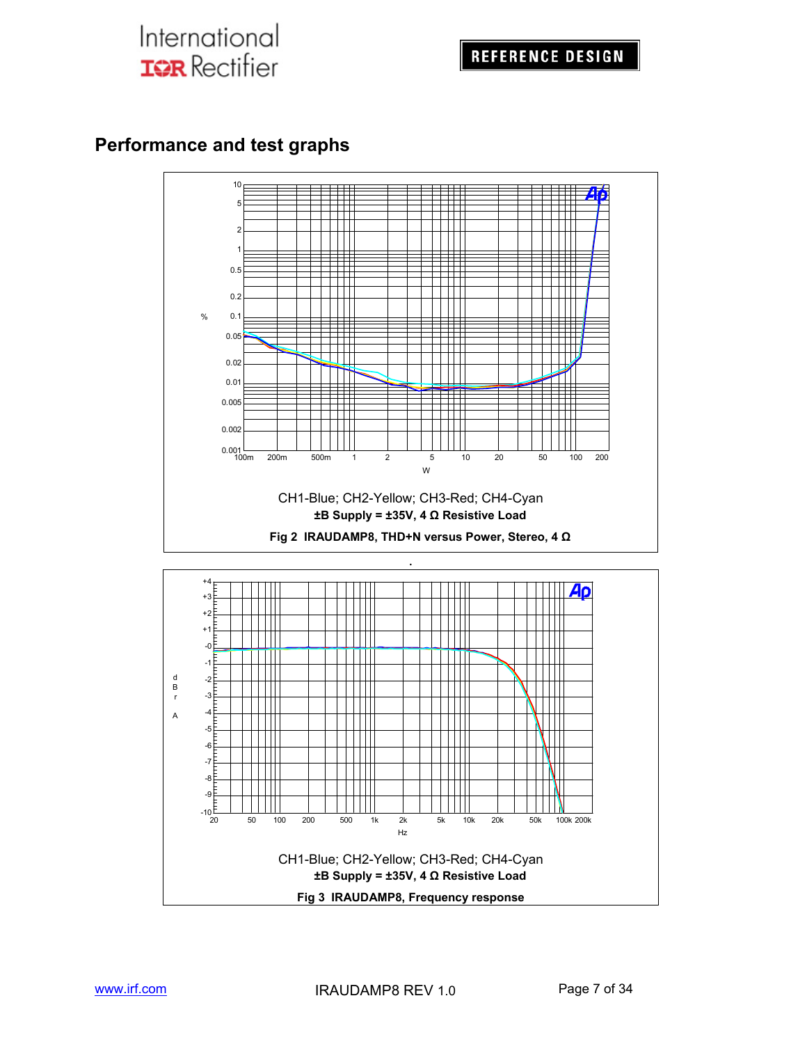## Performance and test graphs

CH1-Blue; CH2-Yellow; CH3-Red; CH4-Cyan

**±B Supply = ±35V, 4 Ω Resistive Load**

**Fig 2 IRAUDAMP8, THD+N versus Power, Stereo, 4 Ω**

CH1-Blue; CH2-Yellow; CH3-Red; CH4-Cyan

**±B Supply = ±35V, 4 Ω Resistive Load**

**Fig 3 IRAUDAMP8, Frequency response**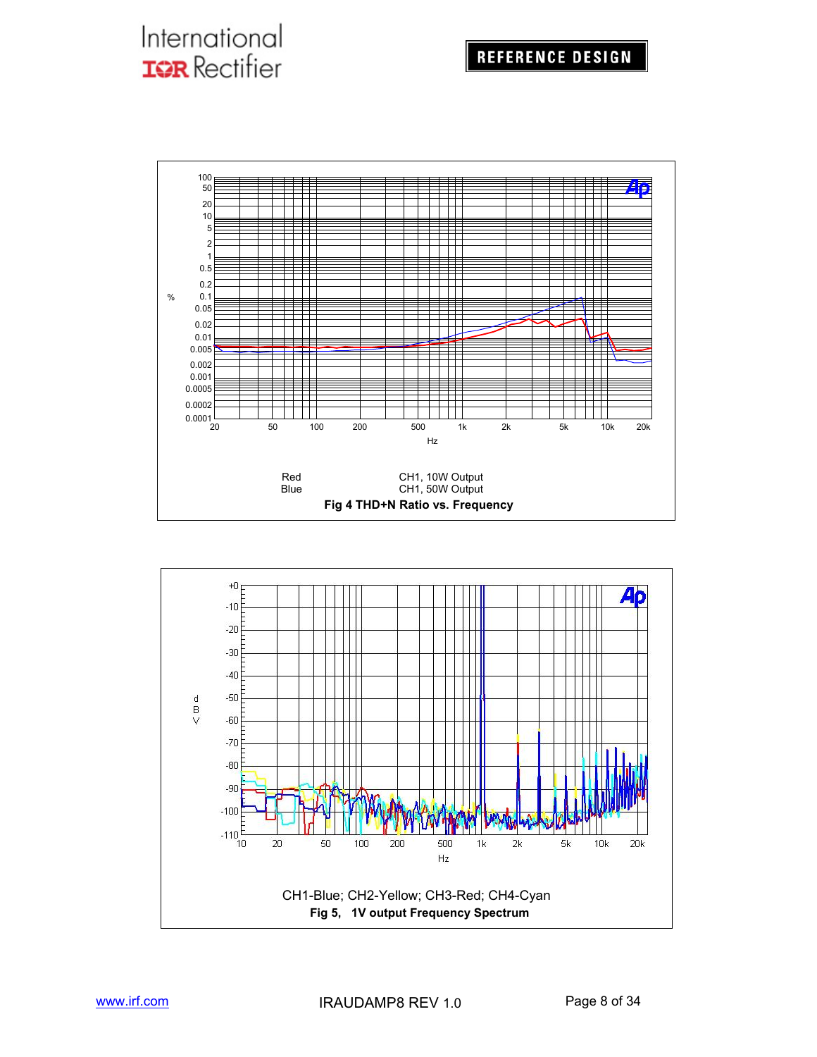Red CH1, 10W Output
Blue CH1, 50W Output

**Fig 4 THD+N Ratio vs. Frequency**

CH1-Blue; CH2-Yellow; CH3-Red; CH4-Cyan

**Fig 5, 1V output Frequency Spectrum**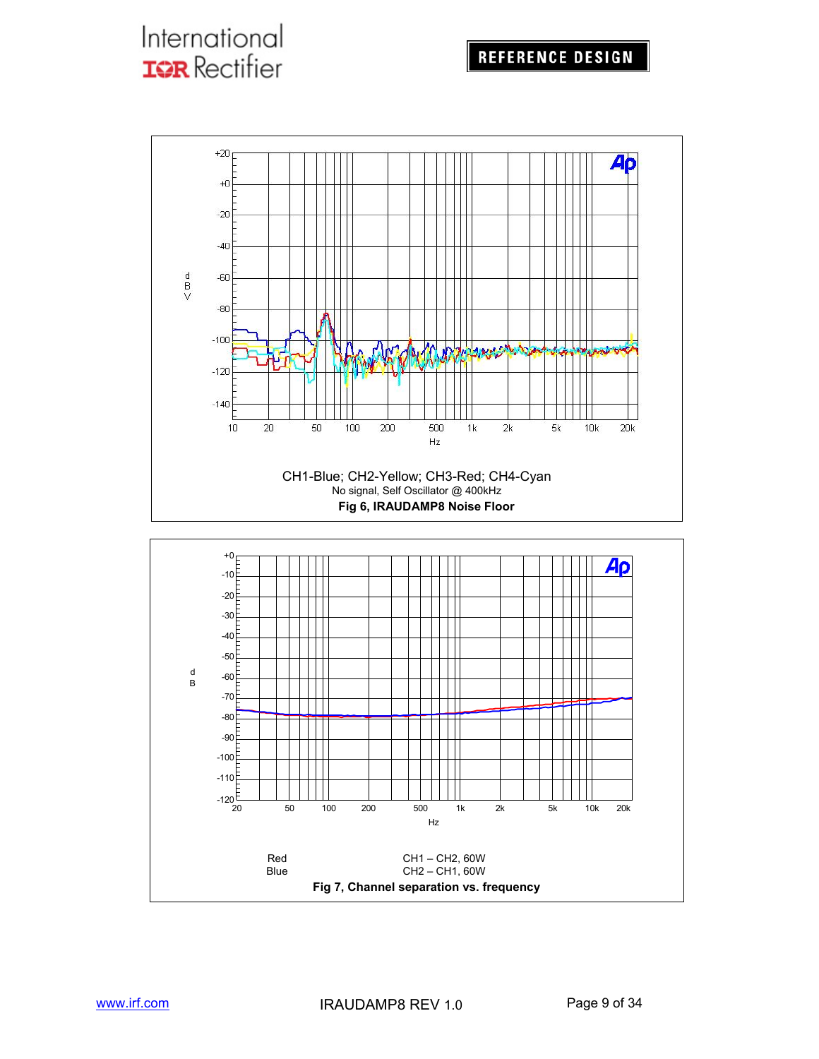CH1-Blue; CH2-Yellow; CH3-Red; CH4-Cyan

No signal, Self Oscillator @ 400kHz

**Fig 6, IRAUDAMP8 Noise Floor**

| | |
|---|---|
| Red | CH1 – CH2, 60W |
| Blue | CH2 – CH1, 60W |

**Fig 7, Channel separation vs. frequency**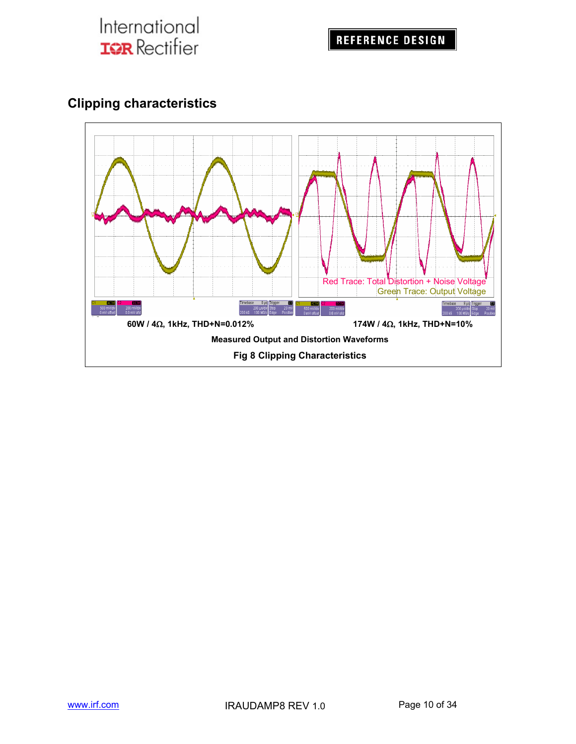## Clipping characteristics

60W / 4Ω, 1kHz, THD+N=0.012%

174W / 4Ω, 1kHz, THD+N=10%

Red Trace: Total Distortion + Noise Voltage
Green Trace: Output Voltage

Measured Output and Distortion Waveforms

**Fig 8 Clipping Characteristics**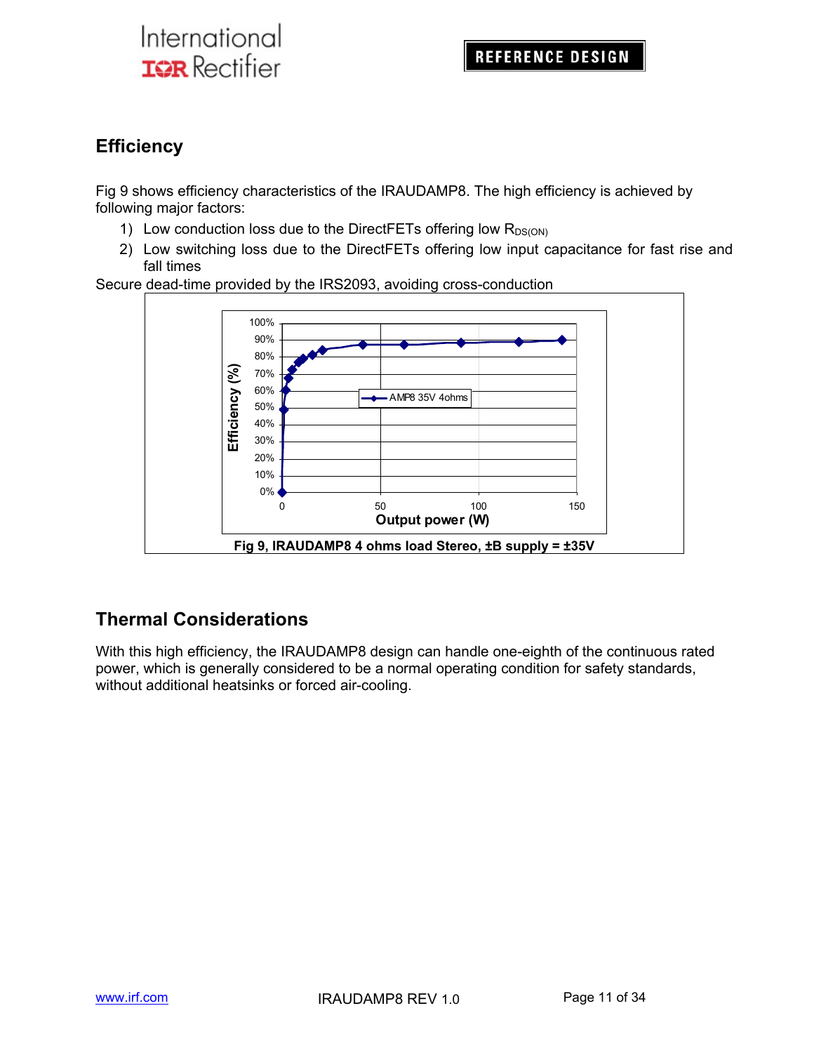## Efficiency

Fig 9 shows efficiency characteristics of the IRAUDAMP8. The high efficiency is achieved by following major factors:

1) Low conduction loss due to the DirectFETs offering low $R_{DS(ON)}$
2) Low switching loss due to the DirectFETs offering low input capacitance for fast rise and fall times

Secure dead-time provided by the IRS2093, avoiding cross-conduction

**Fig 9, IRAUDAMP8 4 ohms load Stereo, ±B supply = ±35V**

## Thermal Considerations

With this high efficiency, the IRAUDAMP8 design can handle one-eighth of the continuous rated power, which is generally considered to be a normal operating condition for safety standards, without additional heatsinks or forced air-cooling.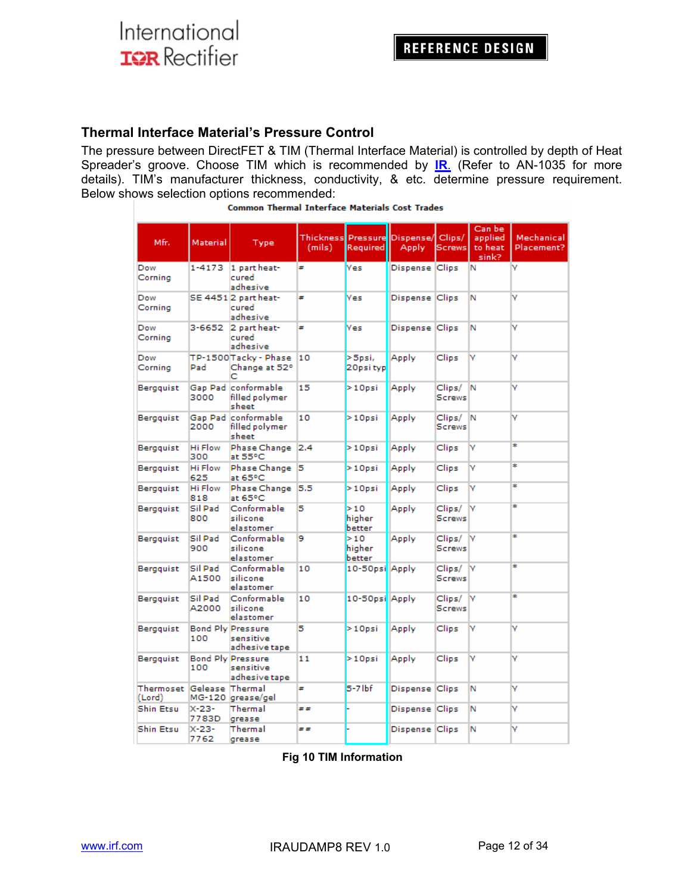### Thermal Interface Material's Pressure Control

The pressure between DirectFET & TIM (Thermal Interface Material) is controlled by depth of Heat Spreader's groove. Choose TIM which is recommended by IR. (Refer to AN-1035 for more details). TIM's manufacturer thickness, conductivity, & etc. determine pressure requirement. Below shows selection options recommended:

**Common Thermal Interface Materials Cost Trades**

| Mfr. | Material | Type | Thickness (mils) | Pressure Required | Dispense/ Apply | Clips/ Screws | Can be applied to heat sink? | Mechanical Placement? |
|---|---|---|---|---|---|---|---|---|
| Dow Corning | 1-4173 | 1 part heat-cured adhesive | # | Yes | Dispense | Clips | N | Y |
| Dow Corning | SE 4451 | 2 part heat-cured adhesive | # | Yes | Dispense | Clips | N | Y |
| Dow Corning | 3-6652 | 2 part heat-cured adhesive | # | Yes | Dispense | Clips | N | Y |
| Dow Corning | TP-1500 Pad | Tacky - Phase Change at 52°C | 10 | >5psi, 20psi typ | Apply | Clips | Y | Y |
| Bergquist | Gap Pad 3000 | conformable filled polymer sheet | 15 | >10psi | Apply | Clips/ Screws | N | Y |
| Bergquist | Gap Pad 2000 | conformable filled polymer sheet | 10 | >10psi | Apply | Clips/ Screws | N | Y |
| Bergquist | Hi Flow 300 | Phase Change at 55°C | 2.4 | >10psi | Apply | Clips | Y | * |
| Bergquist | Hi Flow 625 | Phase Change at 65°C | 5 | >10psi | Apply | Clips | Y | * |
| Bergquist | Hi Flow 818 | Phase Change at 65°C | 5.5 | >10psi | Apply | Clips | Y | * |
| Bergquist | Sil Pad 800 | Conformable silicone elastomer | 5 | >10 higher better | Apply | Clips/ Screws | Y | * |
| Bergquist | Sil Pad 900 | Conformable silicone elastomer | 9 | >10 higher better | Apply | Clips/ Screws | Y | * |
| Bergquist | Sil Pad A1500 | Conformable silicone elastomer | 10 | 10-50psi | Apply | Clips/ Screws | Y | * |
| Bergquist | Sil Pad A2000 | Conformable silicone elastomer | 10 | 10-50psi | Apply | Clips/ Screws | Y | * |
| Bergquist | Bond Ply 100 | Pressure sensitive adhesive tape | 5 | >10psi | Apply | Clips | Y | Y |
| Bergquist | Bond Ply 100 | Pressure sensitive adhesive tape | 11 | >10psi | Apply | Clips | Y | Y |
| Thermoset (Lord) | Gelease MG-120 | Thermal grease/gel | # | 5-7lbf | Dispense | Clips | N | Y |
| Shin Etsu | X-23-7783D | Thermal grease | ## | - | Dispense | Clips | N | Y |
| Shin Etsu | X-23-7762 | Thermal grease | ## | - | Dispense | Clips | N | Y |

**Fig 10 TIM Information**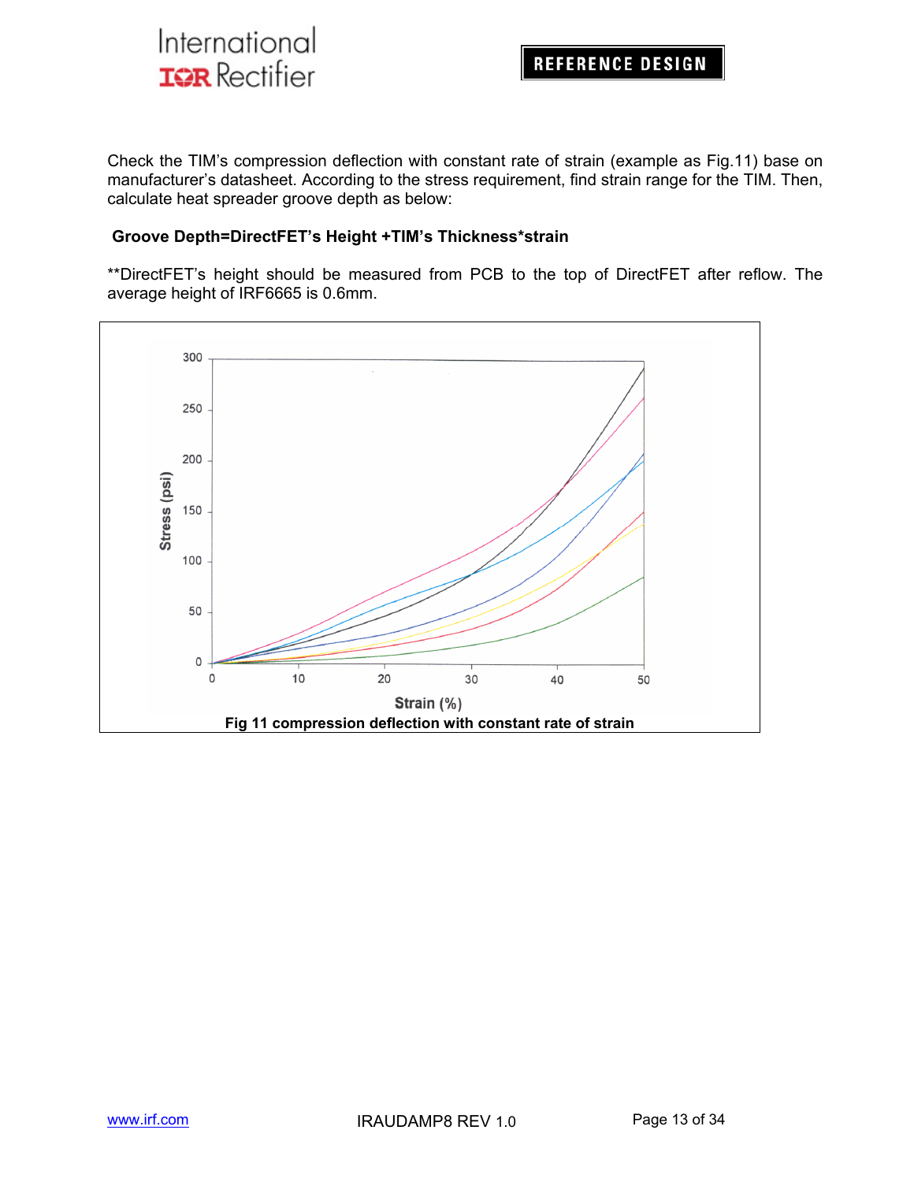Check the TIM's compression deflection with constant rate of strain (example as Fig.11) base on manufacturer's datasheet. According to the stress requirement, find strain range for the TIM. Then, calculate heat spreader groove depth as below:

**Groove Depth=DirectFET's Height +TIM's Thickness*strain**

**DirectFET's height should be measured from PCB to the top of DirectFET after reflow. The average height of IRF6665 is 0.6mm.

**Fig 11 compression deflection with constant rate of strain**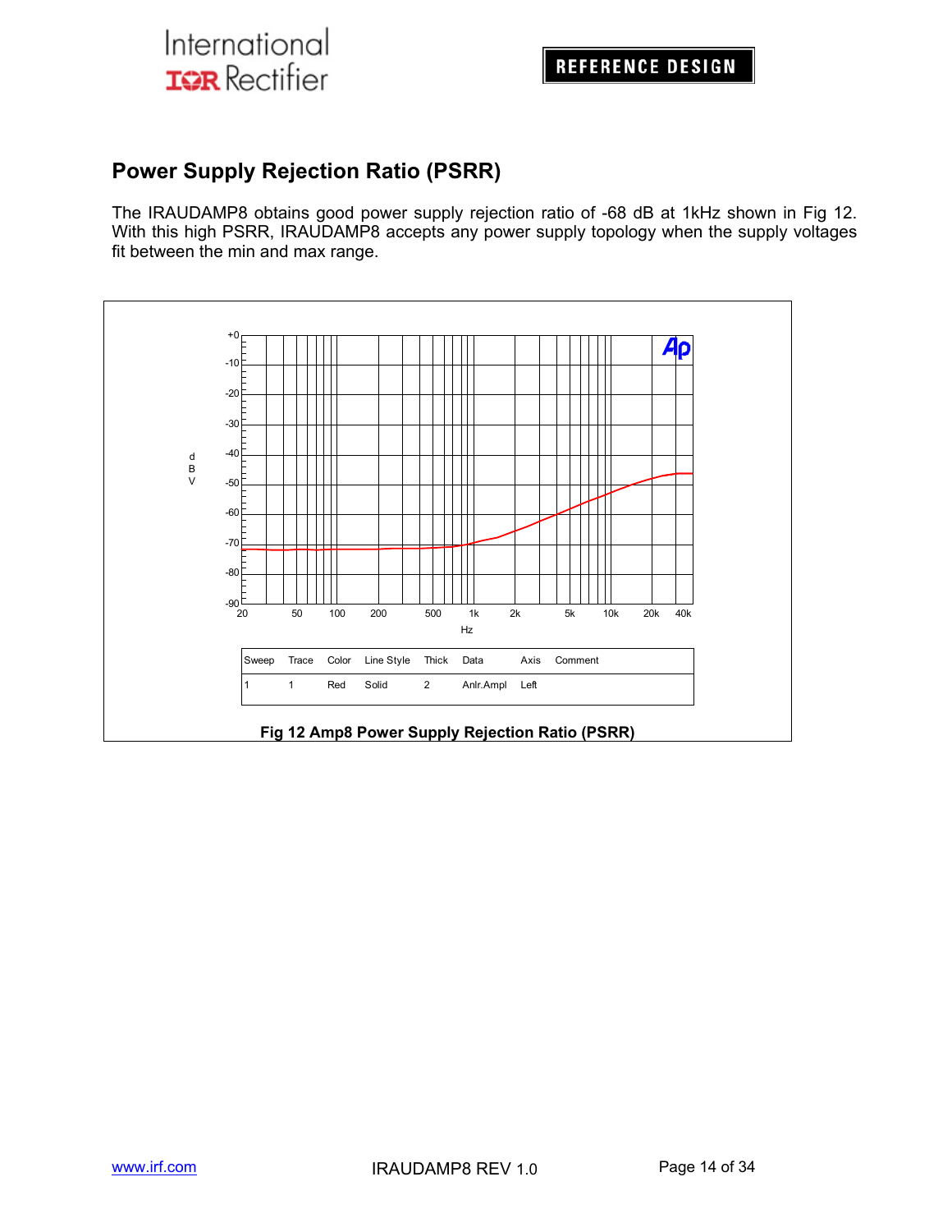## Power Supply Rejection Ratio (PSRR)

The IRAUDAMP8 obtains good power supply rejection ratio of -68 dB at 1kHz shown in Fig 12. With this high PSRR, IRAUDAMP8 accepts any power supply topology when the supply voltages fit between the min and max range.

| Sweep | Trace | Color | Line Style | Thick | Data | Axis | Comment |
|---|---|---|---|---|---|---|---|
| 1 | 1 | Red | Solid | 2 | Anlr.Ampl | Left | |

**Fig 12 Amp8 Power Supply Rejection Ratio (PSRR)**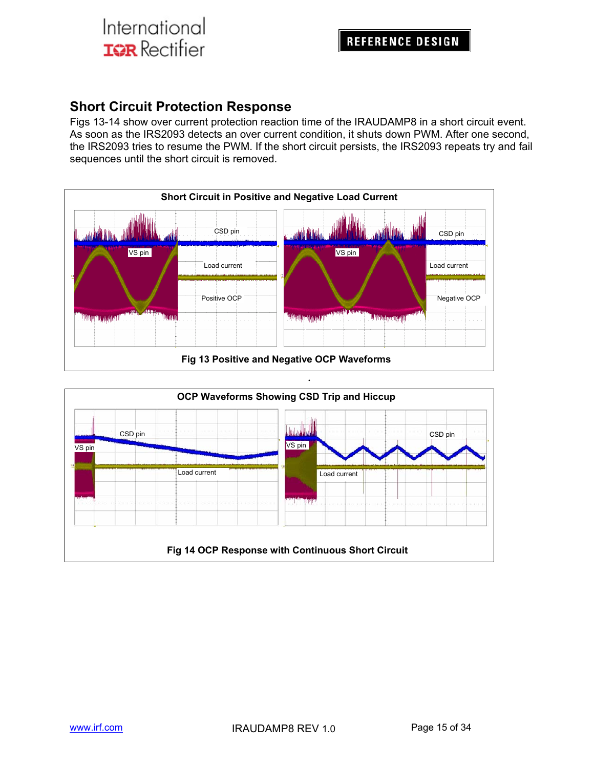## Short Circuit Protection Response

Figs 13-14 show over current protection reaction time of the IRAUDAMP8 in a short circuit event. As soon as the IRS2093 detects an over current condition, it shuts down PWM. After one second, the IRS2093 tries to resume the PWM. If the short circuit persists, the IRS2093 repeats try and fail sequences until the short circuit is removed.

**Short Circuit in Positive and Negative Load Current**

**Fig 13 Positive and Negative OCP Waveforms**

**OCP Waveforms Showing CSD Trip and Hiccup**

**Fig 14 OCP Response with Continuous Short Circuit**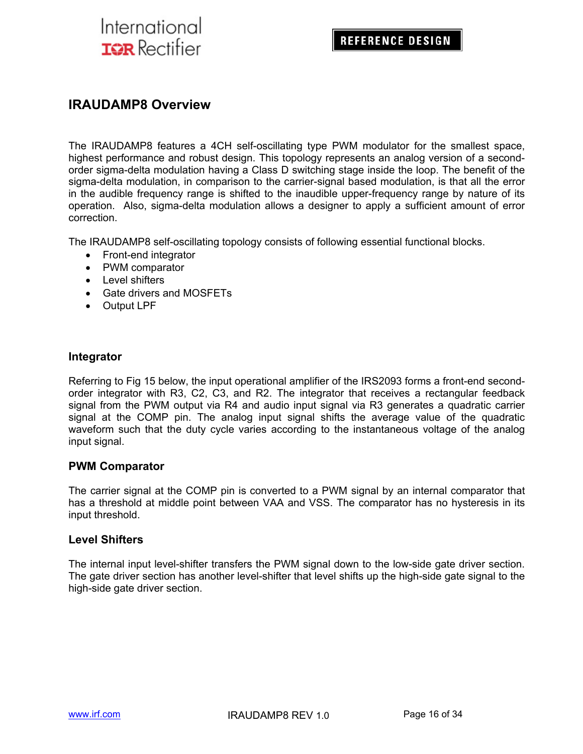## IRAUDAMP8 Overview

The IRAUDAMP8 features a 4CH self-oscillating type PWM modulator for the smallest space, highest performance and robust design. This topology represents an analog version of a second-order sigma-delta modulation having a Class D switching stage inside the loop. The benefit of the sigma-delta modulation, in comparison to the carrier-signal based modulation, is that all the error in the audible frequency range is shifted to the inaudible upper-frequency range by nature of its operation. Also, sigma-delta modulation allows a designer to apply a sufficient amount of error correction.

The IRAUDAMP8 self-oscillating topology consists of following essential functional blocks.

- Front-end integrator
- PWM comparator
- Level shifters
- Gate drivers and MOSFETs
- Output LPF

### Integrator

Referring to Fig 15 below, the input operational amplifier of the IRS2093 forms a front-end second-order integrator with R3, C2, C3, and R2. The integrator that receives a rectangular feedback signal from the PWM output via R4 and audio input signal via R3 generates a quadratic carrier signal at the COMP pin. The analog input signal shifts the average value of the quadratic waveform such that the duty cycle varies according to the instantaneous voltage of the analog input signal.

### PWM Comparator

The carrier signal at the COMP pin is converted to a PWM signal by an internal comparator that has a threshold at middle point between VAA and VSS. The comparator has no hysteresis in its input threshold.

### Level Shifters

The internal input level-shifter transfers the PWM signal down to the low-side gate driver section. The gate driver section has another level-shifter that level shifts up the high-side gate signal to the high-side gate driver section.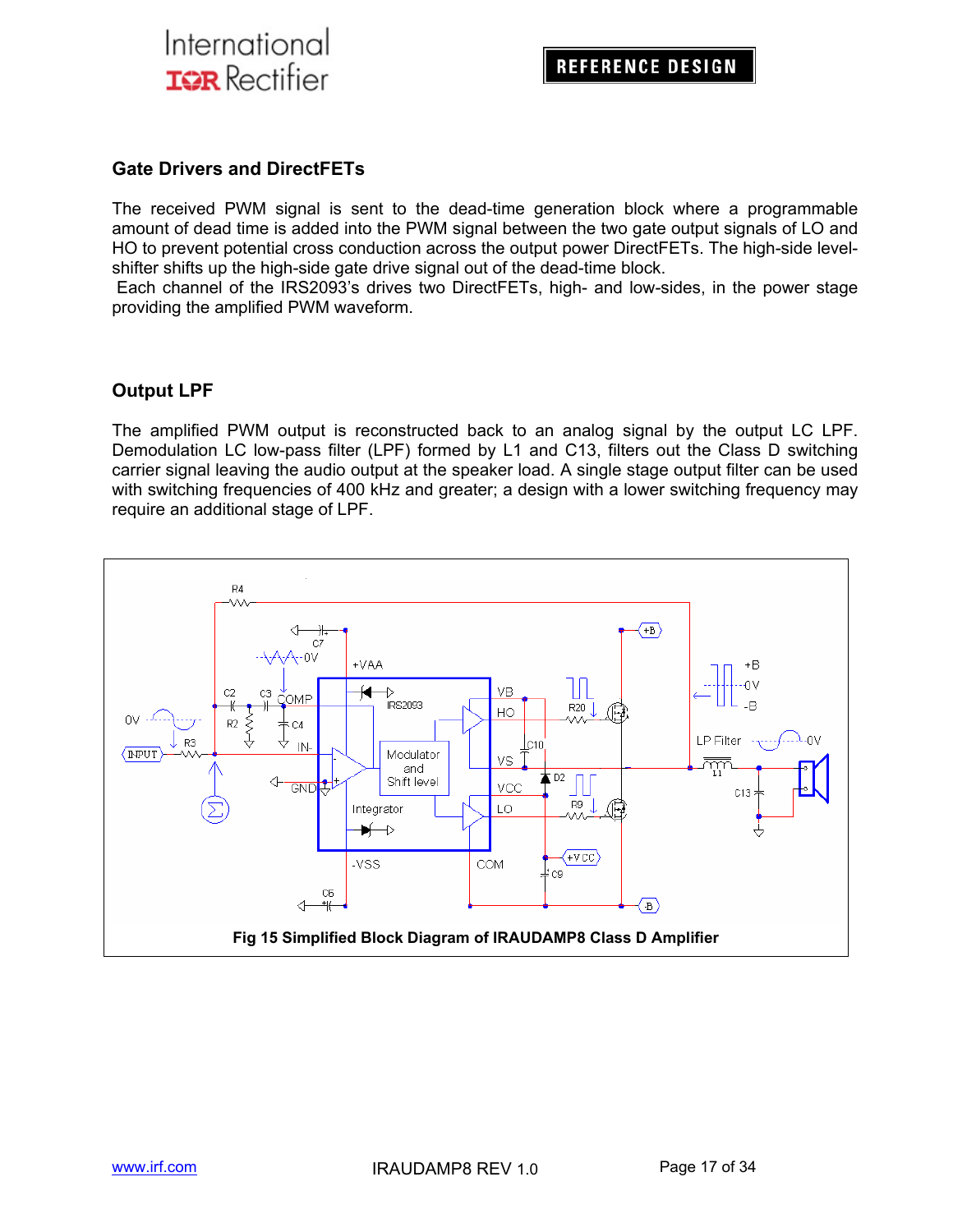## Gate Drivers and DirectFETs

The received PWM signal is sent to the dead-time generation block where a programmable amount of dead time is added into the PWM signal between the two gate output signals of LO and HO to prevent potential cross conduction across the output power DirectFETs. The high-side level-shifter shifts up the high-side gate drive signal out of the dead-time block.

Each channel of the IRS2093's drives two DirectFETs, high- and low-sides, in the power stage providing the amplified PWM waveform.

## Output LPF

The amplified PWM output is reconstructed back to an analog signal by the output LC LPF. Demodulation LC low-pass filter (LPF) formed by L1 and C13, filters out the Class D switching carrier signal leaving the audio output at the speaker load. A single stage output filter can be used with switching frequencies of 400 kHz and greater; a design with a lower switching frequency may require an additional stage of LPF.

**Fig 15 Simplified Block Diagram of IRAUDAMP8 Class D Amplifier**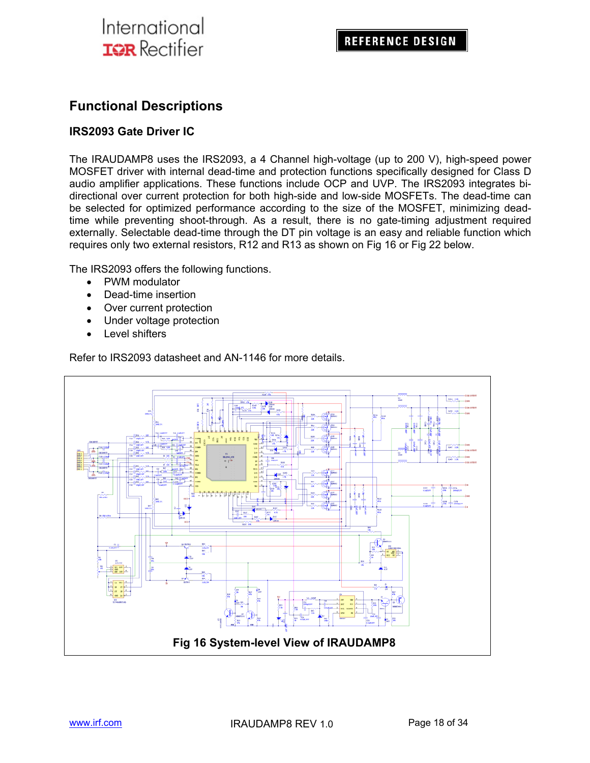## Functional Descriptions

### IRS2093 Gate Driver IC

The IRAUDAMP8 uses the IRS2093, a 4 Channel high-voltage (up to 200 V), high-speed power MOSFET driver with internal dead-time and protection functions specifically designed for Class D audio amplifier applications. These functions include OCP and UVP. The IRS2093 integrates bi-directional over current protection for both high-side and low-side MOSFETs. The dead-time can be selected for optimized performance according to the size of the MOSFET, minimizing dead-time while preventing shoot-through. As a result, there is no gate-timing adjustment required externally. Selectable dead-time through the DT pin voltage is an easy and reliable function which requires only two external resistors, R12 and R13 as shown on Fig 16 or Fig 22 below.

The IRS2093 offers the following functions.

- PWM modulator
- Dead-time insertion
- Over current protection
- Under voltage protection
- Level shifters

Refer to IRS2093 datasheet and AN-1146 for more details.

**Fig 16 System-level View of IRAUDAMP8**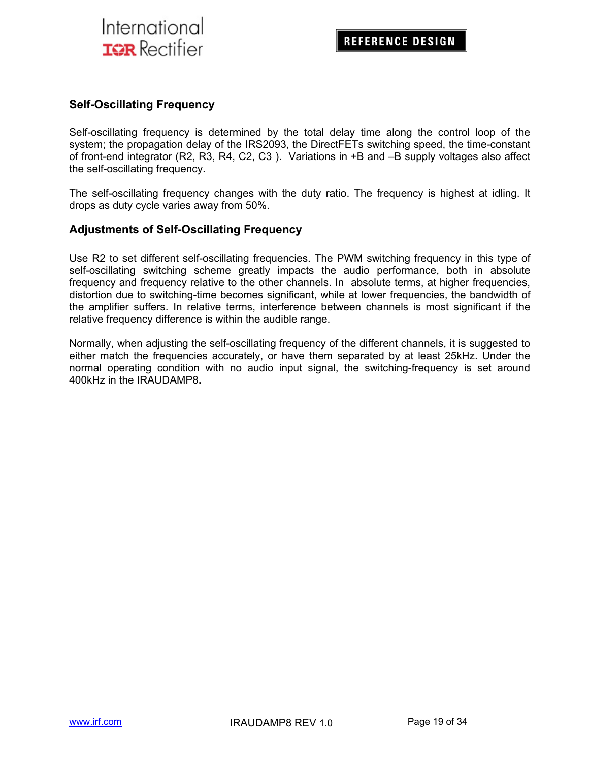## Self-Oscillating Frequency

Self-oscillating frequency is determined by the total delay time along the control loop of the system; the propagation delay of the IRS2093, the DirectFETs switching speed, the time-constant of front-end integrator (R2, R3, R4, C2, C3 ). Variations in +B and –B supply voltages also affect the self-oscillating frequency.

The self-oscillating frequency changes with the duty ratio. The frequency is highest at idling. It drops as duty cycle varies away from 50%.

## Adjustments of Self-Oscillating Frequency

Use R2 to set different self-oscillating frequencies. The PWM switching frequency in this type of self-oscillating switching scheme greatly impacts the audio performance, both in absolute frequency and frequency relative to the other channels. In absolute terms, at higher frequencies, distortion due to switching-time becomes significant, while at lower frequencies, the bandwidth of the amplifier suffers. In relative terms, interference between channels is most significant if the relative frequency difference is within the audible range.

Normally, when adjusting the self-oscillating frequency of the different channels, it is suggested to either match the frequencies accurately, or have them separated by at least 25kHz. Under the normal operating condition with no audio input signal, the switching-frequency is set around 400kHz in the IRAUDAMP8**.**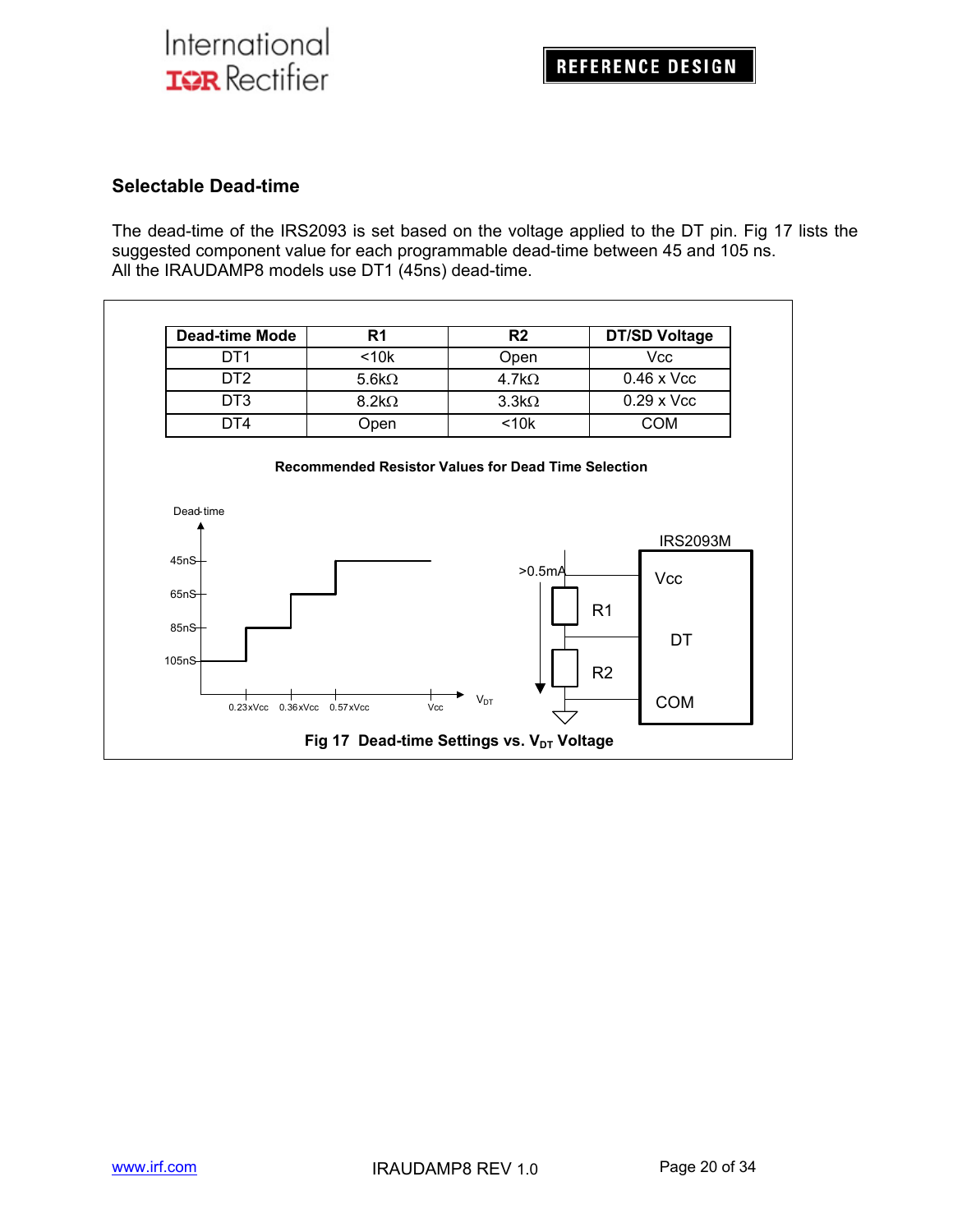## Selectable Dead-time

The dead-time of the IRS2093 is set based on the voltage applied to the DT pin. Fig 17 lists the suggested component value for each programmable dead-time between 45 and 105 ns.
All the IRAUDAMP8 models use DT1 (45ns) dead-time.

| Dead-time Mode | R1 | R2 | DT/SD Voltage |
|---|---|---|---|
| DT1 | <10k | Open | Vcc |
| DT2 | 5.6kΩ | 4.7kΩ | 0.46 x Vcc |
| DT3 | 8.2kΩ | 3.3kΩ | 0.29 x Vcc |
| DT4 | Open | <10k | COM |

**Recommended Resistor Values for Dead Time Selection**

Fig 17 Dead-time Settings vs. $V_{DT}$ Voltage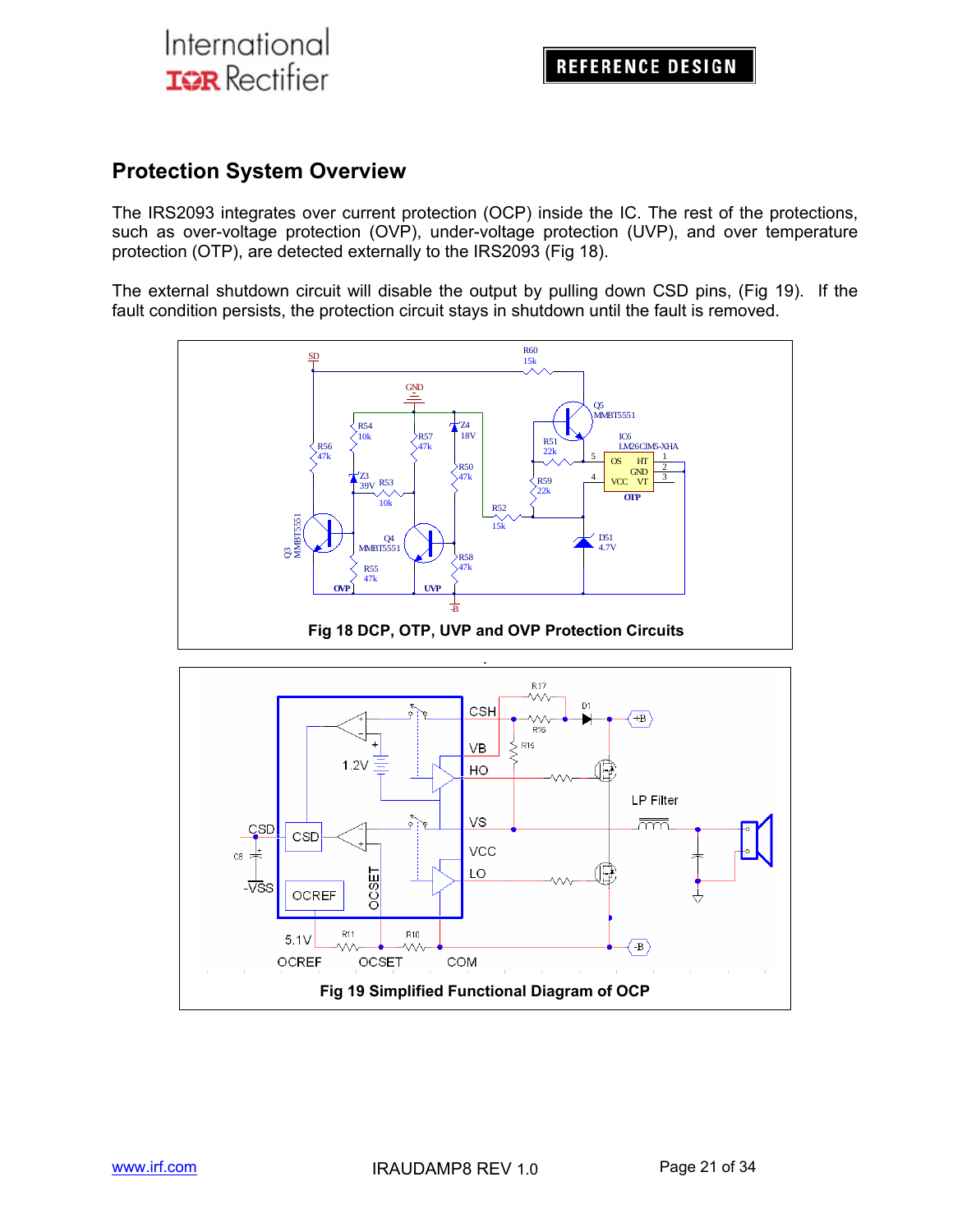## Protection System Overview

The IRS2093 integrates over current protection (OCP) inside the IC. The rest of the protections, such as over-voltage protection (OVP), under-voltage protection (UVP), and over temperature protection (OTP), are detected externally to the IRS2093 (Fig 18).

The external shutdown circuit will disable the output by pulling down CSD pins, (Fig 19). If the fault condition persists, the protection circuit stays in shutdown until the fault is removed.

**Fig 18 DCP, OTP, UVP and OVP Protection Circuits**

**Fig 19 Simplified Functional Diagram of OCP**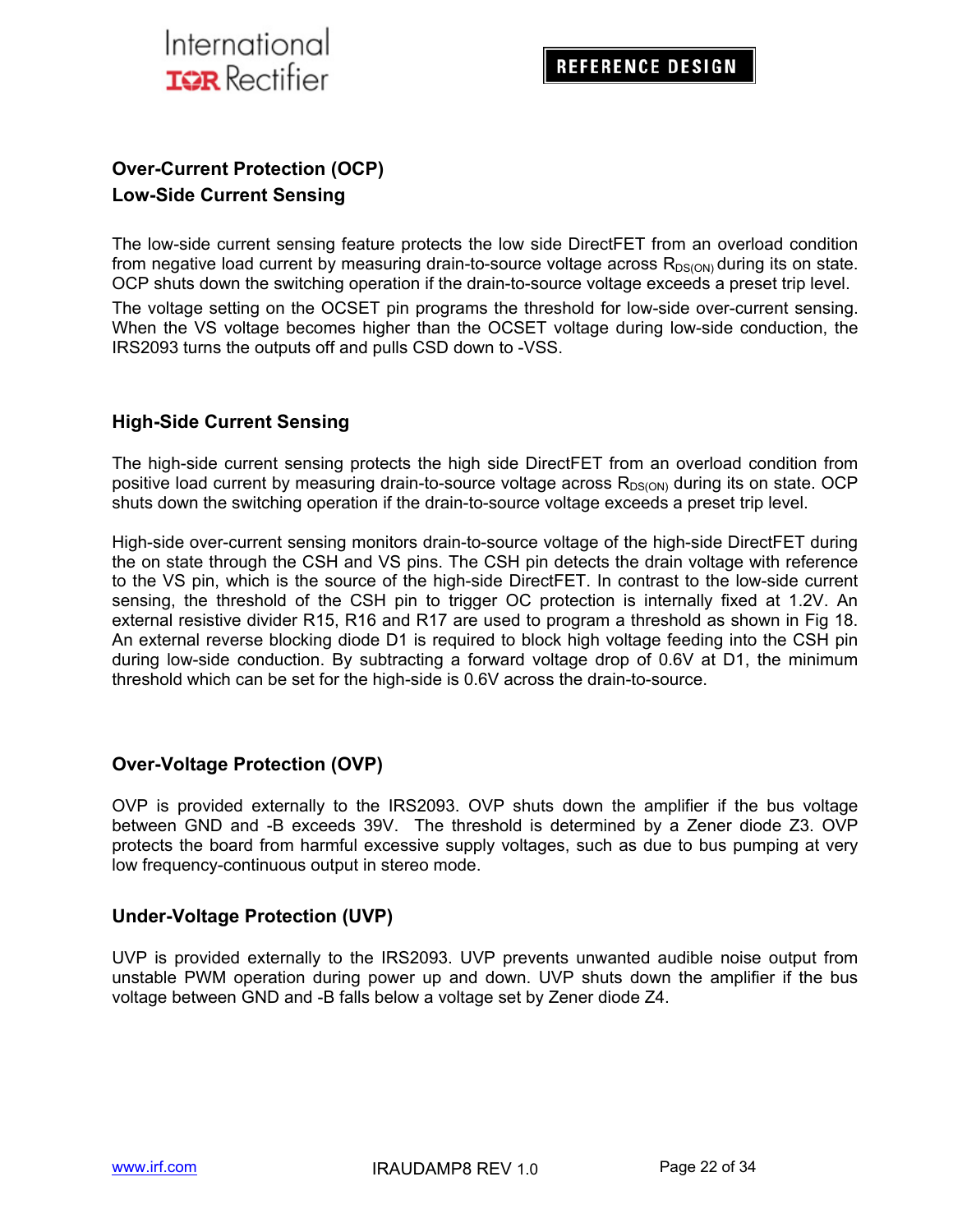## Over-Current Protection (OCP)

### Low-Side Current Sensing

The low-side current sensing feature protects the low side DirectFET from an overload condition from negative load current by measuring drain-to-source voltage across $R_{DS(ON)}$ during its on state. OCP shuts down the switching operation if the drain-to-source voltage exceeds a preset trip level.

The voltage setting on the OCSET pin programs the threshold for low-side over-current sensing. When the VS voltage becomes higher than the OCSET voltage during low-side conduction, the IRS2093 turns the outputs off and pulls CSD down to -VSS.

### High-Side Current Sensing

The high-side current sensing protects the high side DirectFET from an overload condition from positive load current by measuring drain-to-source voltage across $R_{DS(ON)}$ during its on state. OCP shuts down the switching operation if the drain-to-source voltage exceeds a preset trip level.

High-side over-current sensing monitors drain-to-source voltage of the high-side DirectFET during the on state through the CSH and VS pins. The CSH pin detects the drain voltage with reference to the VS pin, which is the source of the high-side DirectFET. In contrast to the low-side current sensing, the threshold of the CSH pin to trigger OC protection is internally fixed at 1.2V. An external resistive divider R15, R16 and R17 are used to program a threshold as shown in Fig 18. An external reverse blocking diode D1 is required to block high voltage feeding into the CSH pin during low-side conduction. By subtracting a forward voltage drop of 0.6V at D1, the minimum threshold which can be set for the high-side is 0.6V across the drain-to-source.

## Over-Voltage Protection (OVP)

OVP is provided externally to the IRS2093. OVP shuts down the amplifier if the bus voltage between GND and -B exceeds 39V. The threshold is determined by a Zener diode Z3. OVP protects the board from harmful excessive supply voltages, such as due to bus pumping at very low frequency-continuous output in stereo mode.

## Under-Voltage Protection (UVP)

UVP is provided externally to the IRS2093. UVP prevents unwanted audible noise output from unstable PWM operation during power up and down. UVP shuts down the amplifier if the bus voltage between GND and -B falls below a voltage set by Zener diode Z4.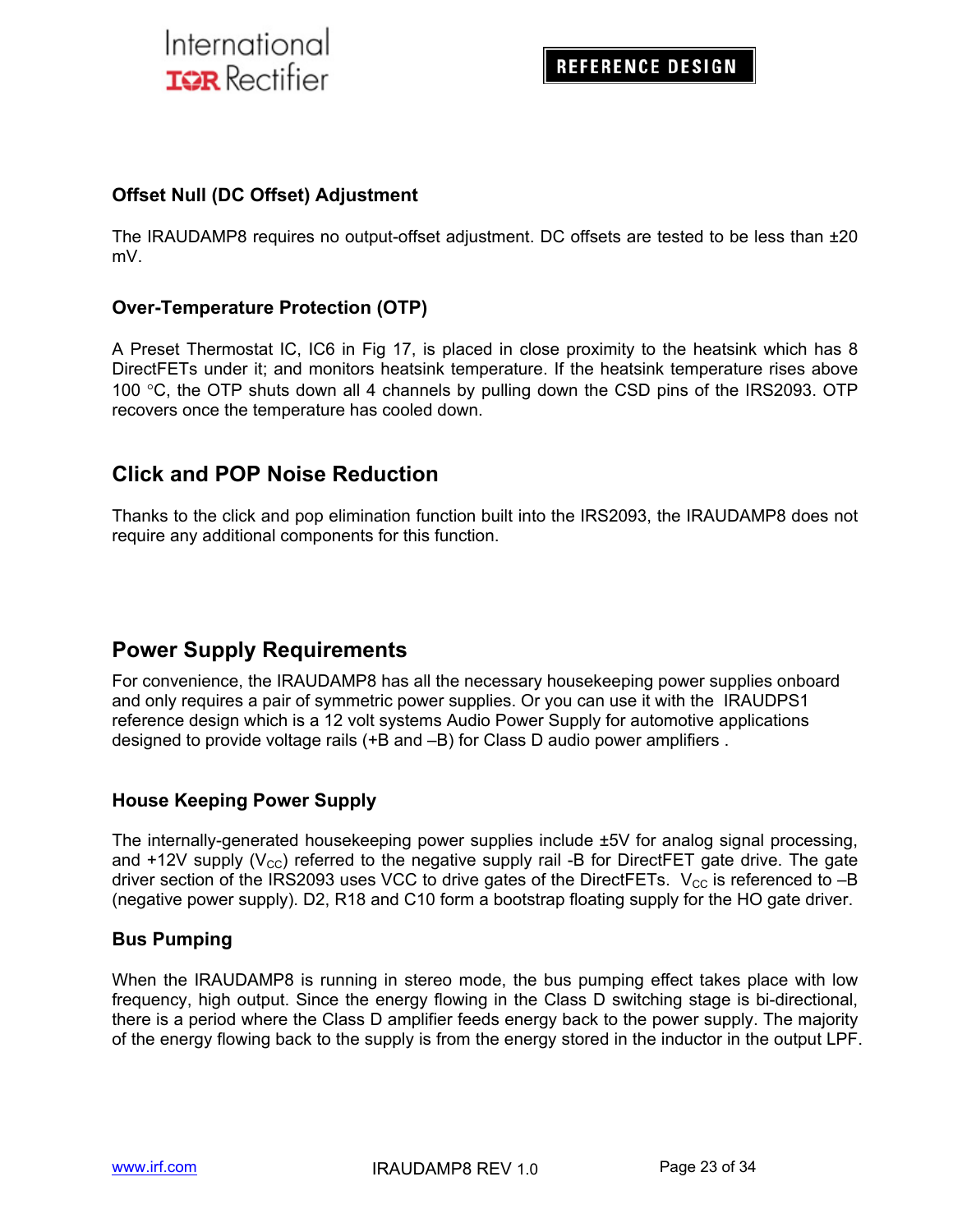### Offset Null (DC Offset) Adjustment

The IRAUDAMP8 requires no output-offset adjustment. DC offsets are tested to be less than ±20 mV.

### Over-Temperature Protection (OTP)

A Preset Thermostat IC, IC6 in Fig 17, is placed in close proximity to the heatsink which has 8 DirectFETs under it; and monitors heatsink temperature. If the heatsink temperature rises above 100 °C, the OTP shuts down all 4 channels by pulling down the CSD pins of the IRS2093. OTP recovers once the temperature has cooled down.

## Click and POP Noise Reduction

Thanks to the click and pop elimination function built into the IRS2093, the IRAUDAMP8 does not require any additional components for this function.

## Power Supply Requirements

For convenience, the IRAUDAMP8 has all the necessary housekeeping power supplies onboard and only requires a pair of symmetric power supplies. Or you can use it with the IRAUDPS1 reference design which is a 12 volt systems Audio Power Supply for automotive applications designed to provide voltage rails (+B and –B) for Class D audio power amplifiers .

### House Keeping Power Supply

The internally-generated housekeeping power supplies include ±5V for analog signal processing, and +12V supply ($V_{CC}$) referred to the negative supply rail -B for DirectFET gate drive. The gate driver section of the IRS2093 uses VCC to drive gates of the DirectFETs. $V_{CC}$ is referenced to –B (negative power supply). D2, R18 and C10 form a bootstrap floating supply for the HO gate driver.

### Bus Pumping

When the IRAUDAMP8 is running in stereo mode, the bus pumping effect takes place with low frequency, high output. Since the energy flowing in the Class D switching stage is bi-directional, there is a period where the Class D amplifier feeds energy back to the power supply. The majority of the energy flowing back to the supply is from the energy stored in the inductor in the output LPF.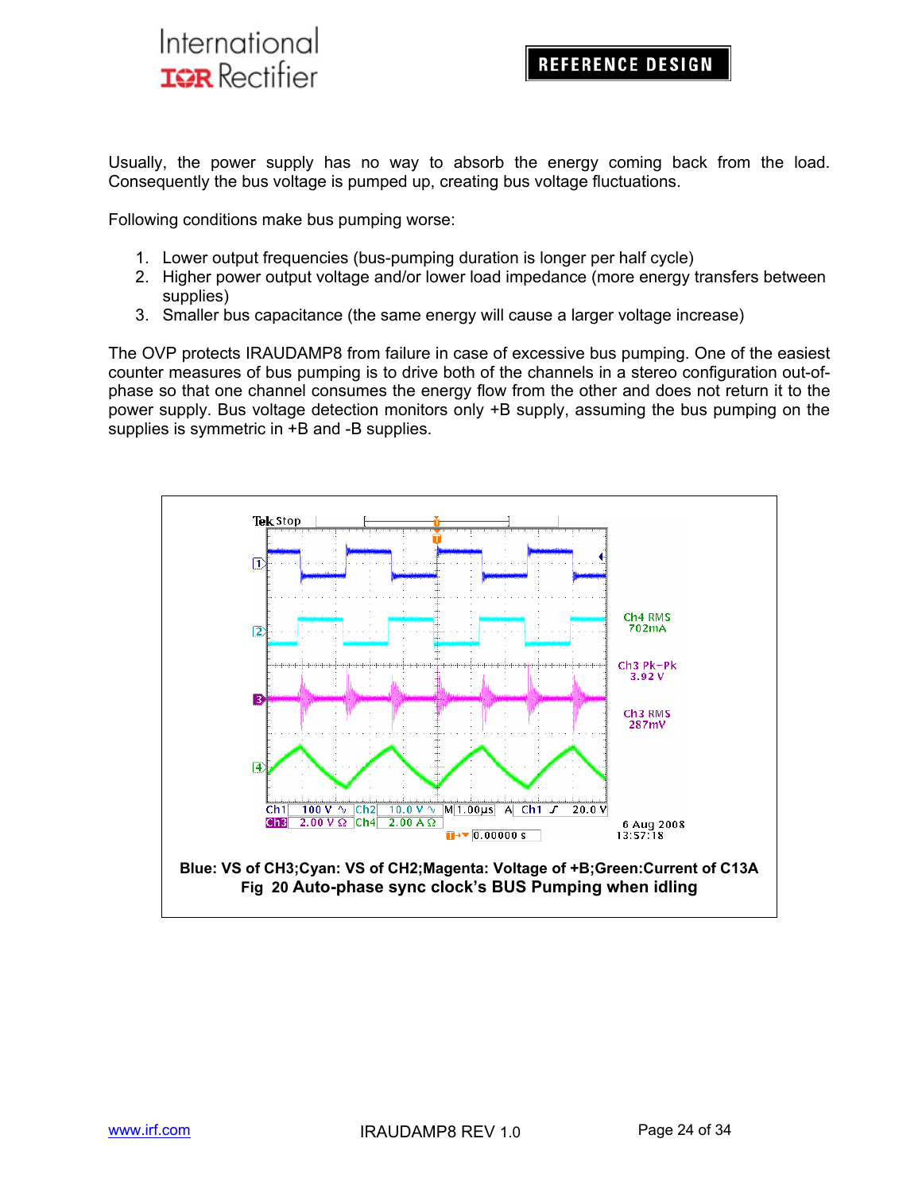Usually, the power supply has no way to absorb the energy coming back from the load. Consequently the bus voltage is pumped up, creating bus voltage fluctuations.

Following conditions make bus pumping worse:

1. Lower output frequencies (bus-pumping duration is longer per half cycle)
2. Higher power output voltage and/or lower load impedance (more energy transfers between supplies)
3. Smaller bus capacitance (the same energy will cause a larger voltage increase)

The OVP protects IRAUDAMP8 from failure in case of excessive bus pumping. One of the easiest counter measures of bus pumping is to drive both of the channels in a stereo configuration out-of-phase so that one channel consumes the energy flow from the other and does not return it to the power supply. Bus voltage detection monitors only +B supply, assuming the bus pumping on the supplies is symmetric in +B and -B supplies.

**Blue: VS of CH3;Cyan: VS of CH2;Magenta: Voltage of +B;Green:Current of C13A**

**Fig 20 Auto-phase sync clock's BUS Pumping when idling**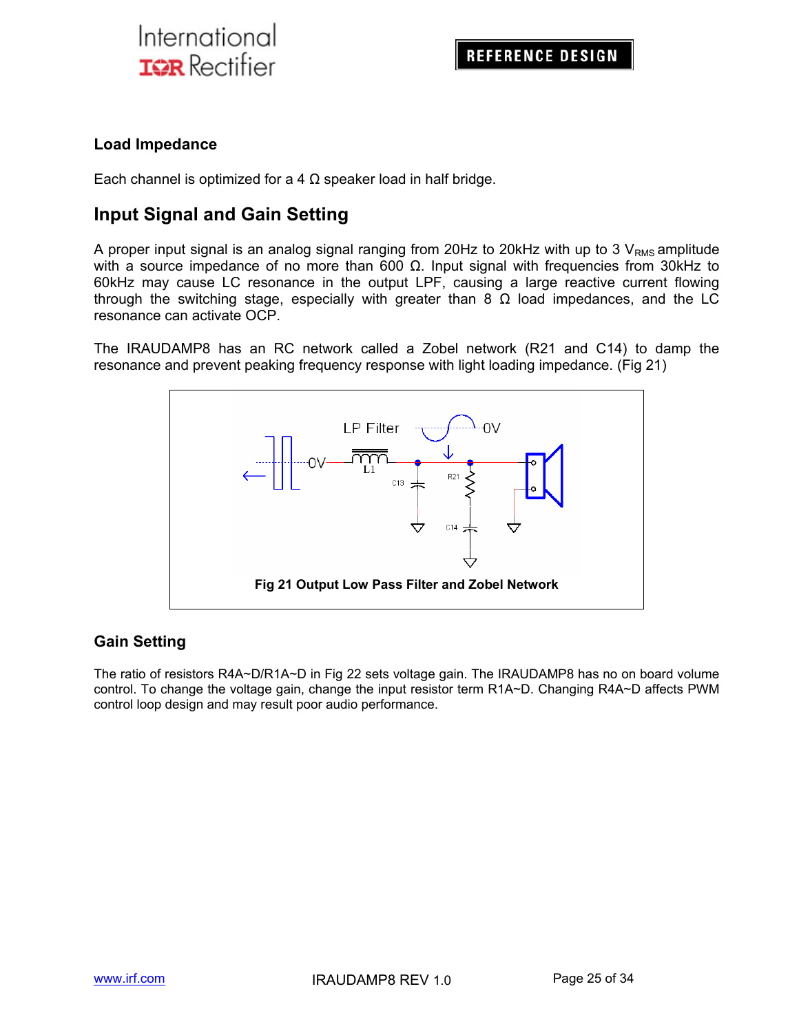## Load Impedance

Each channel is optimized for a 4 Ω speaker load in half bridge.

## Input Signal and Gain Setting

A proper input signal is an analog signal ranging from 20Hz to 20kHz with up to 3 $V_{RMS}$ amplitude with a source impedance of no more than 600 Ω. Input signal with frequencies from 30kHz to 60kHz may cause LC resonance in the output LPF, causing a large reactive current flowing through the switching stage, especially with greater than 8 Ω load impedances, and the LC resonance can activate OCP.

The IRAUDAMP8 has an RC network called a Zobel network (R21 and C14) to damp the resonance and prevent peaking frequency response with light loading impedance. (Fig 21)

**Fig 21 Output Low Pass Filter and Zobel Network**

### Gain Setting

The ratio of resistors R4A~D/R1A~D in Fig 22 sets voltage gain. The IRAUDAMP8 has no on board volume control. To change the voltage gain, change the input resistor term R1A~D. Changing R4A~D affects PWM control loop design and may result poor audio performance.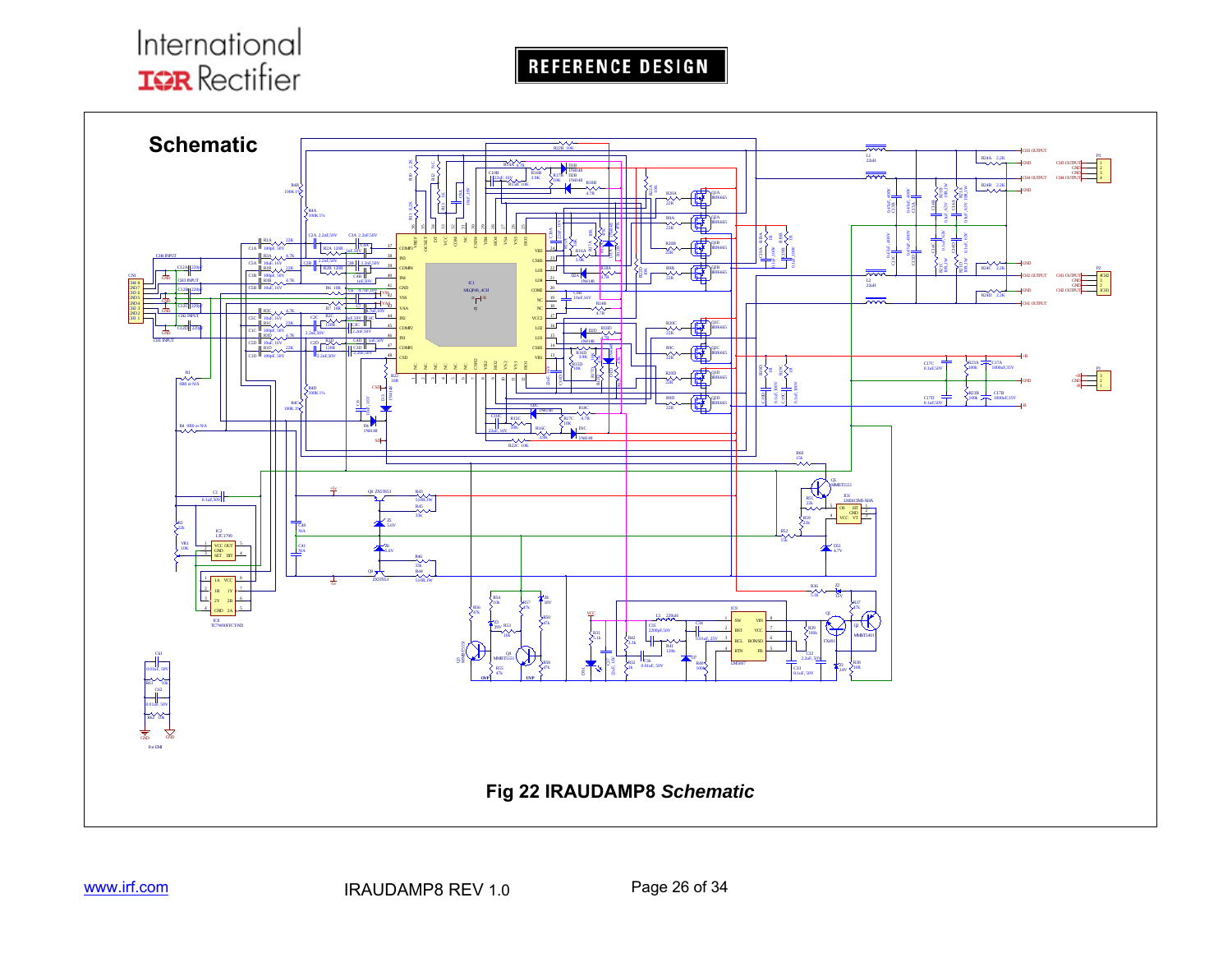## Schematic

Fig 22 IRAUDAMP8 *Schematic*

www.irf.com

IRAUDAMP8 REV 1.0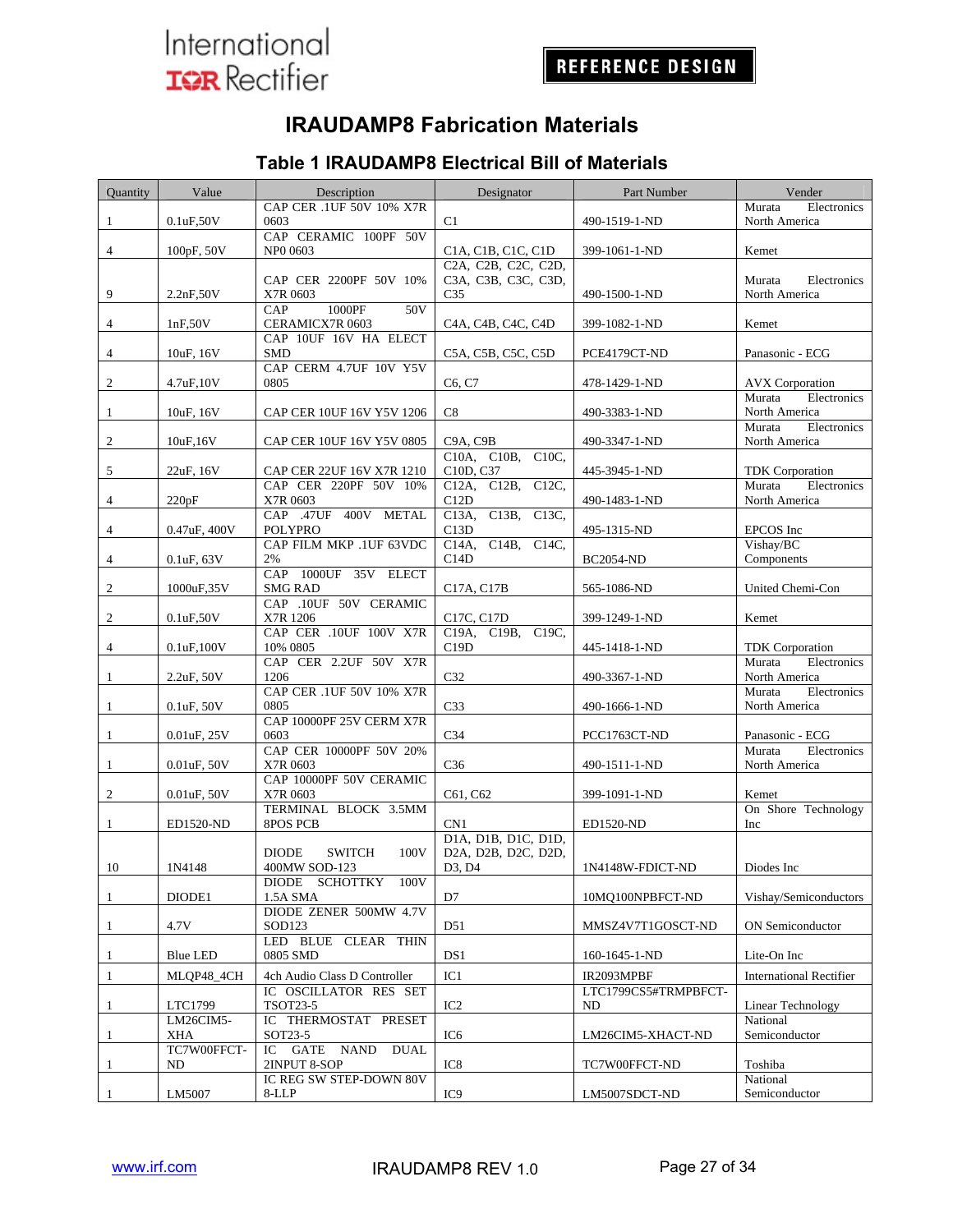# IRAUDAMP8 Fabrication Materials

## Table 1 IRAUDAMP8 Electrical Bill of Materials

| Quantity | Value | Description | Designator | Part Number | Vender |
|---|---|---|---|---|---|
| 1 | 0.1uF,50V | CAP CER .1UF 50V 10% X7R 0603 | C1 | 490-1519-1-ND | Murata Electronics North America |
| 4 | 100pF, 50V | CAP CERAMIC 100PF 50V NP0 0603 | C1A, C1B, C1C, C1D | 399-1061-1-ND | Kemet |
| 9 | 2.2nF,50V | CAP CER 2200PF 50V 10% X7R 0603 | C2A, C2B, C2C, C2D, C3A, C3B, C3C, C3D, C35 | 490-1500-1-ND | Murata Electronics North America |
| 4 | 1nF,50V | CAP 1000PF 50V CERAMICX7R 0603 | C4A, C4B, C4C, C4D | 399-1082-1-ND | Kemet |
| 4 | 10uF, 16V | CAP 10UF 16V HA ELECT SMD | C5A, C5B, C5C, C5D | PCE4179CT-ND | Panasonic - ECG |
| 2 | 4.7uF,10V | CAP CERM 4.7UF 10V Y5V 0805 | C6, C7 | 478-1429-1-ND | AVX Corporation |
| 1 | 10uF, 16V | CAP CER 10UF 16V Y5V 1206 | C8 | 490-3383-1-ND | Murata Electronics North America |
| 2 | 10uF,16V | CAP CER 10UF 16V Y5V 0805 | C9A, C9B | 490-3347-1-ND | Murata Electronics North America |
| 5 | 22uF, 16V | CAP CER 22UF 16V X7R 1210 | C10A, C10B, C10C, C10D, C37 | 445-3945-1-ND | TDK Corporation |
| 4 | 220pF | CAP CER 220PF 50V 10% X7R 0603 | C12A, C12B, C12C, C12D | 490-1483-1-ND | Murata Electronics North America |
| 4 | 0.47uF, 400V | CAP .47UF 400V METAL POLYPRO | C13A, C13B, C13C, C13D | 495-1315-ND | EPCOS Inc |
| 4 | 0.1uF, 63V | CAP FILM MKP .1UF 63VDC 2% | C14A, C14B, C14C, C14D | BC2054-ND | Vishay/BC Components |
| 2 | 1000uF,35V | CAP 1000UF 35V ELECT SMG RAD | C17A, C17B | 565-1086-ND | United Chemi-Con |
| 2 | 0.1uF,50V | CAP .10UF 50V CERAMIC X7R 1206 | C17C, C17D | 399-1249-1-ND | Kemet |
| 4 | 0.1uF,100V | CAP CER .10UF 100V X7R 10% 0805 | C19A, C19B, C19C, C19D | 445-1418-1-ND | TDK Corporation |
| 1 | 2.2uF, 50V | CAP CER 2.2UF 50V X7R 1206 | C32 | 490-3367-1-ND | Murata Electronics North America |
| 1 | 0.1uF, 50V | CAP CER .1UF 50V 10% X7R 0805 | C33 | 490-1666-1-ND | Murata Electronics North America |
| 1 | 0.01uF, 25V | CAP 10000PF 25V CERM X7R 0603 | C34 | PCC1763CT-ND | Panasonic - ECG |
| 1 | 0.01uF, 50V | CAP CER 10000PF 50V 20% X7R 0603 | C36 | 490-1511-1-ND | Murata Electronics North America |
| 2 | 0.01uF, 50V | CAP 10000PF 50V CERAMIC X7R 0603 | C61, C62 | 399-1091-1-ND | Kemet |
| 1 | ED1520-ND | TERMINAL BLOCK 3.5MM 8POS PCB | CN1 | ED1520-ND | On Shore Technology Inc |
| 10 | 1N4148 | DIODE SWITCH 100V 400MW SOD-123 | D1A, D1B, D1C, D1D, D2A, D2B, D2C, D2D, D3, D4 | 1N4148W-FDICT-ND | Diodes Inc |
| 1 | DIODE1 | DIODE SCHOTTKY 100V 1.5A SMA | D7 | 10MQ100NPBFCT-ND | Vishay/Semiconductors |
| 1 | 4.7V | DIODE ZENER 500MW 4.7V SOD123 | D51 | MMSZ4V7T1GOSCT-ND | ON Semiconductor |
| 1 | Blue LED | LED BLUE CLEAR THIN 0805 SMD | DS1 | 160-1645-1-ND | Lite-On Inc |
| 1 | MLQP48_4CH | 4ch Audio Class D Controller | IC1 | IR2093MPBF | International Rectifier |
| 1 | LTC1799 | IC OSCILLATOR RES SET TSOT23-5 | IC2 | LTC1799CS5#TRMPBFCT-ND | Linear Technology |
| 1 | LM26CIM5-XHA | IC THERMOSTAT PRESET SOT23-5 | IC6 | LM26CIM5-XHACT-ND | National Semiconductor |
| 1 | TC7W00FFCT-ND | IC GATE NAND DUAL 2INPUT 8-SOP | IC8 | TC7W00FFCT-ND | Toshiba |
| 1 | LM5007 | IC REG SW STEP-DOWN 80V 8-LLP | IC9 | LM5007SDCT-ND | National Semiconductor |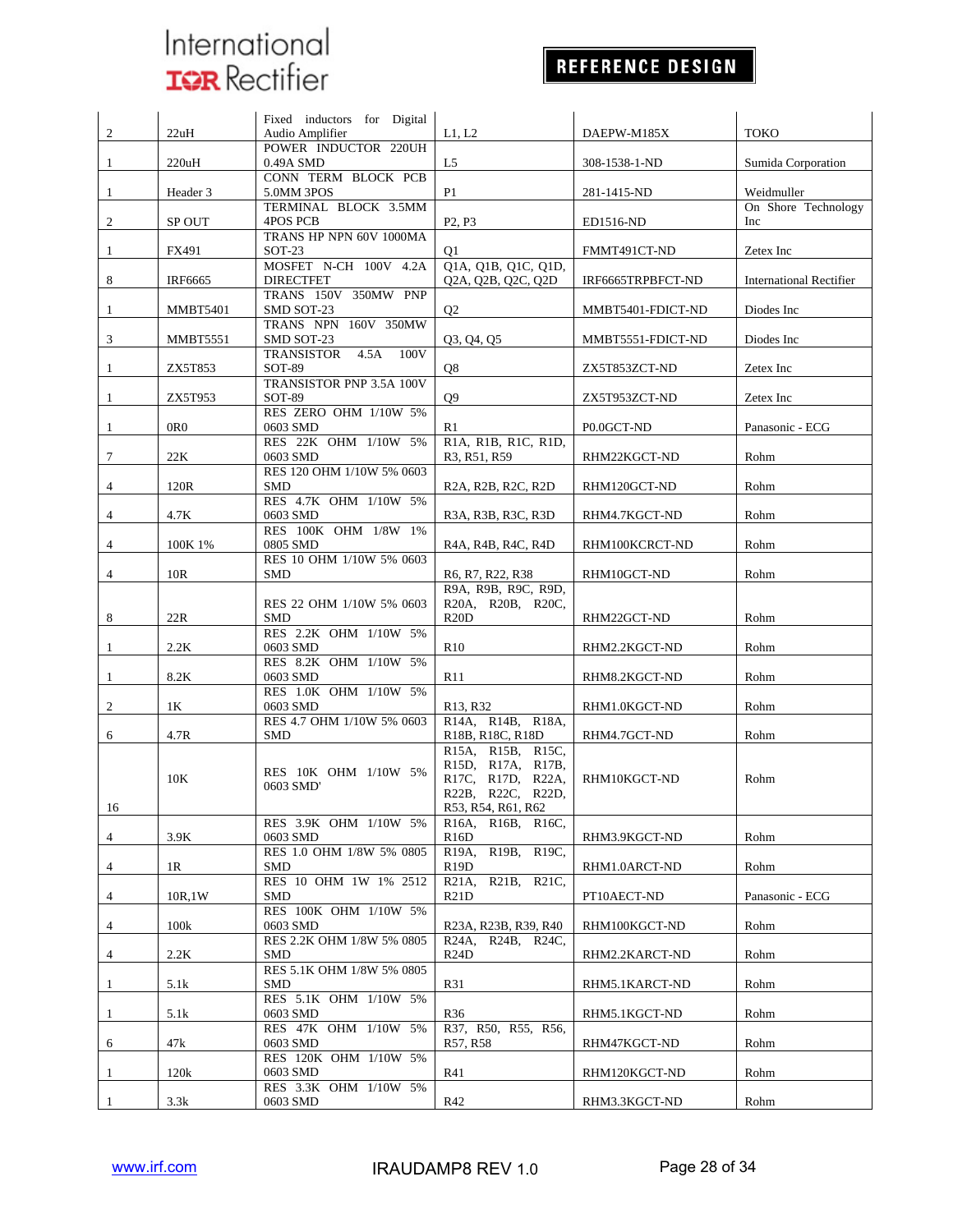| | | | | | |
|---|---|---|---|---|---|
| 2 | 22uH | Fixed inductors for Digital Audio Amplifier | L1, L2 | DAEPW-M185X | TOKO |
| 1 | 220uH | POWER INDUCTOR 220UH 0.49A SMD | L5 | 308-1538-1-ND | Sumida Corporation |
| 1 | Header 3 | CONN TERM BLOCK PCB 5.0MM 3POS | P1 | 281-1415-ND | Weidmuller |
| 2 | SP OUT | TERMINAL BLOCK 3.5MM 4POS PCB | P2, P3 | ED1516-ND | On Shore Technology Inc |
| 1 | FX491 | TRANS HP NPN 60V 1000MA SOT-23 | Q1 | FMMT491CT-ND | Zetex Inc |
| 8 | IRF6665 | MOSFET N-CH 100V 4.2A DIRECTFET | Q1A, Q1B, Q1C, Q1D, Q2A, Q2B, Q2C, Q2D | IRF6665TRPBFCT-ND | International Rectifier |
| 1 | MMBT5401 | TRANS 150V 350MW PNP SMD SOT-23 | Q2 | MMBT5401-FDICT-ND | Diodes Inc |
| 3 | MMBT5551 | TRANS NPN 160V 350MW SMD SOT-23 | Q3, Q4, Q5 | MMBT5551-FDICT-ND | Diodes Inc |
| 1 | ZX5T853 | TRANSISTOR 4.5A 100V SOT-89 | Q8 | ZX5T853ZCT-ND | Zetex Inc |
| 1 | ZX5T953 | TRANSISTOR PNP 3.5A 100V SOT-89 | Q9 | ZX5T953ZCT-ND | Zetex Inc |
| 1 | 0R0 | RES ZERO OHM 1/10W 5% 0603 SMD | R1 | P0.0GCT-ND | Panasonic - ECG |
| 7 | 22K | RES 22K OHM 1/10W 5% 0603 SMD | R1A, R1B, R1C, R1D, R3, R51, R59 | RHM22KGCT-ND | Rohm |
| 4 | 120R | RES 120 OHM 1/10W 5% 0603 SMD | R2A, R2B, R2C, R2D | RHM120GCT-ND | Rohm |
| 4 | 4.7K | RES 4.7K OHM 1/10W 5% 0603 SMD | R3A, R3B, R3C, R3D | RHM4.7KGCT-ND | Rohm |
| 4 | 100K 1% | RES 100K OHM 1/8W 1% 0805 SMD | R4A, R4B, R4C, R4D | RHM100KCRCT-ND | Rohm |
| 4 | 10R | RES 10 OHM 1/10W 5% 0603 SMD | R6, R7, R22, R38 | RHM10GCT-ND | Rohm |
| 8 | 22R | RES 22 OHM 1/10W 5% 0603 SMD | R9A, R9B, R9C, R9D, R20A, R20B, R20C, R20D | RHM22GCT-ND | Rohm |
| 1 | 2.2K | RES 2.2K OHM 1/10W 5% 0603 SMD | R10 | RHM2.2KGCT-ND | Rohm |
| 1 | 8.2K | RES 8.2K OHM 1/10W 5% 0603 SMD | R11 | RHM8.2KGCT-ND | Rohm |
| 2 | 1K | RES 1.0K OHM 1/10W 5% 0603 SMD | R13, R32 | RHM1.0KGCT-ND | Rohm |
| 6 | 4.7R | RES 4.7 OHM 1/10W 5% 0603 SMD | R14A, R14B, R18A, R18B, R18C, R18D | RHM4.7GCT-ND | Rohm |
| 16 | 10K | RES 10K OHM 1/10W 5% 0603 SMD' | R15A, R15B, R15C, R15D, R17A, R17B, R17C, R17D, R22A, R22B, R22C, R22D, R53, R54, R61, R62 | RHM10KGCT-ND | Rohm |
| 4 | 3.9K | RES 3.9K OHM 1/10W 5% 0603 SMD | R16A, R16B, R16C, R16D | RHM3.9KGCT-ND | Rohm |
| 4 | 1R | RES 1.0 OHM 1/8W 5% 0805 SMD | R19A, R19B, R19C, R19D | RHM1.0ARCT-ND | Rohm |
| 4 | 10R,1W | RES 10 OHM 1W 1% 2512 SMD | R21A, R21B, R21C, R21D | PT10AECT-ND | Panasonic - ECG |
| 4 | 100k | RES 100K OHM 1/10W 5% 0603 SMD | R23A, R23B, R39, R40 | RHM100KGCT-ND | Rohm |
| 4 | 2.2K | RES 2.2K OHM 1/8W 5% 0805 SMD | R24A, R24B, R24C, R24D | RHM2.2KARCT-ND | Rohm |
| 1 | 5.1k | RES 5.1K OHM 1/8W 5% 0805 SMD | R31 | RHM5.1KARCT-ND | Rohm |
| 1 | 5.1k | RES 5.1K OHM 1/10W 5% 0603 SMD | R36 | RHM5.1KGCT-ND | Rohm |
| 6 | 47k | RES 47K OHM 1/10W 5% 0603 SMD | R37, R50, R55, R56, R57, R58 | RHM47KGCT-ND | Rohm |
| 1 | 120k | RES 120K OHM 1/10W 5% 0603 SMD | R41 | RHM120KGCT-ND | Rohm |
| 1 | 3.3k | RES 3.3K OHM 1/10W 5% 0603 SMD | R42 | RHM3.3KGCT-ND | Rohm |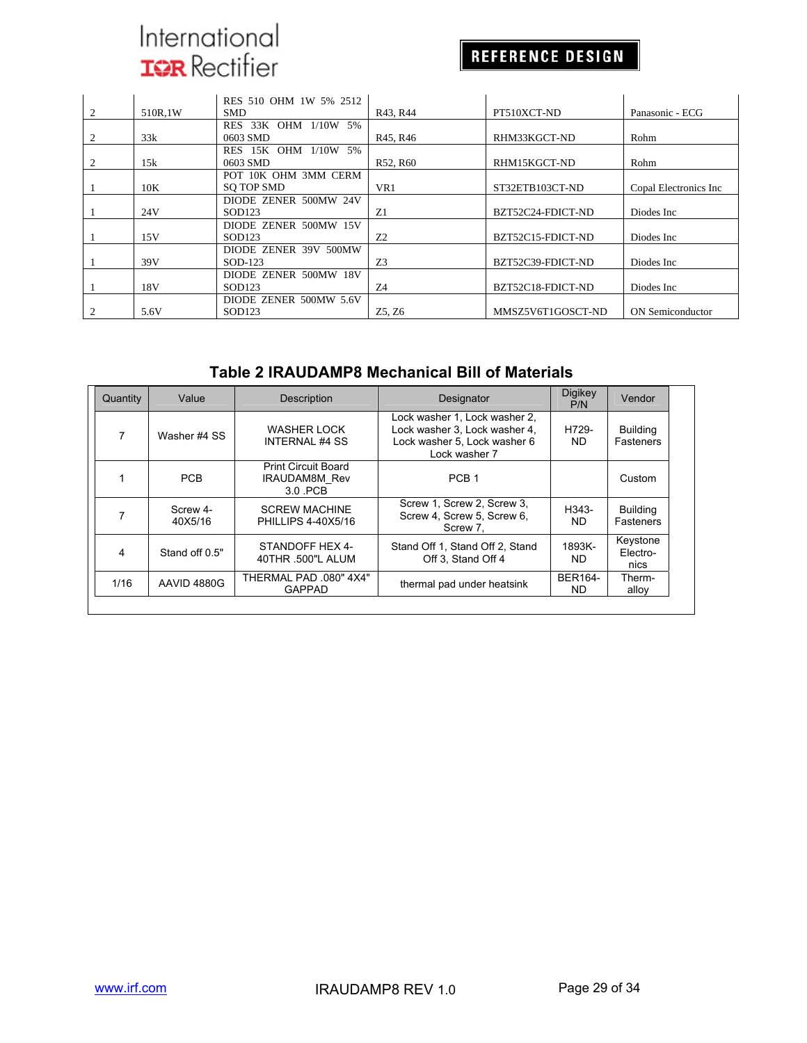| | | | | | |
|---|---|---|---|---|---|
| 2 | 510R,1W | RES 510 OHM 1W 5% 2512 SMD | R43, R44 | PT510XCT-ND | Panasonic - ECG |
| 2 | 33k | RES 33K OHM 1/10W 5% 0603 SMD | R45, R46 | RHM33KGCT-ND | Rohm |
| 2 | 15k | RES 15K OHM 1/10W 5% 0603 SMD | R52, R60 | RHM15KGCT-ND | Rohm |
| 1 | 10K | POT 10K OHM 3MM CERM SQ TOP SMD | VR1 | ST32ETB103CT-ND | Copal Electronics Inc |
| 1 | 24V | DIODE ZENER 500MW 24V SOD123 | Z1 | BZT52C24-FDICT-ND | Diodes Inc |
| 1 | 15V | DIODE ZENER 500MW 15V SOD123 | Z2 | BZT52C15-FDICT-ND | Diodes Inc |
| 1 | 39V | DIODE ZENER 39V 500MW SOD-123 | Z3 | BZT52C39-FDICT-ND | Diodes Inc |
| 1 | 18V | DIODE ZENER 500MW 18V SOD123 | Z4 | BZT52C18-FDICT-ND | Diodes Inc |
| 2 | 5.6V | DIODE ZENER 500MW 5.6V SOD123 | Z5, Z6 | MMSZ5V6T1GOSCT-ND | ON Semiconductor |

## Table 2 IRAUDAMP8 Mechanical Bill of Materials

| Quantity | Value | Description | Designator | Digikey P/N | Vendor |
|---|---|---|---|---|---|
| 7 | Washer #4 SS | WASHER LOCK INTERNAL #4 SS | Lock washer 1, Lock washer 2, Lock washer 3, Lock washer 4, Lock washer 5, Lock washer 6 Lock washer 7 | H729-ND | Building Fasteners |
| 1 | PCB | Print Circuit Board IRAUDAM8M_Rev 3.0 .PCB | PCB 1 | | Custom |
| 7 | Screw 4-40X5/16 | SCREW MACHINE PHILLIPS 4-40X5/16 | Screw 1, Screw 2, Screw 3, Screw 4, Screw 5, Screw 6, Screw 7, | H343-ND | Building Fasteners |
| 4 | Stand off 0.5" | STANDOFF HEX 4-40THR .500"L ALUM | Stand Off 1, Stand Off 2, Stand Off 3, Stand Off 4 | 1893K-ND | Keystone Electro-nics |
| 1/16 | AAVID 4880G | THERMAL PAD .080" 4X4" GAPPAD | thermal pad under heatsink | BER164-ND | Therm-alloy |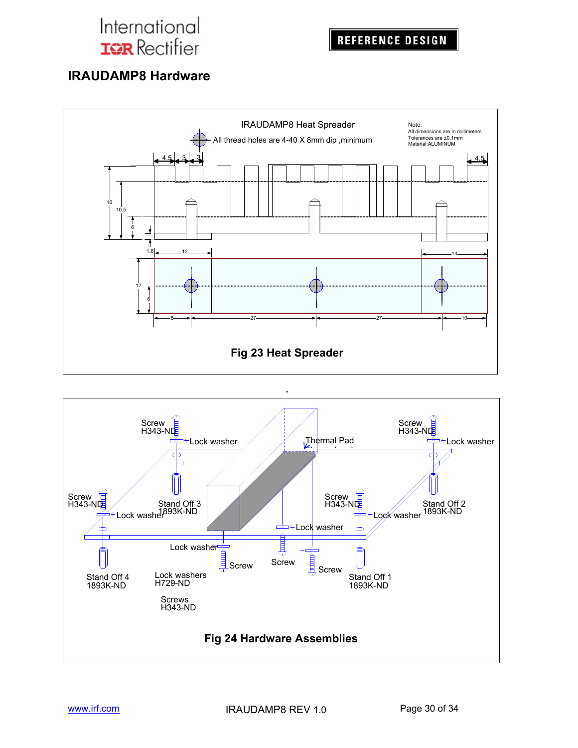## IRAUDAMP8 Hardware

IRAUDAMP8 Heat Spreader

All thread holes are 4-40 X 8mm dip ,minimum

Note:
All dimensions are in millimeters
Tolerances are ±0.1mm
Material:ALUMINUM

**Fig 23 Heat Spreader**

Screw H343-ND
Lock washer
Thermal Pad
Stand Off 3 1893K-ND
Stand Off 2 1893K-ND
Stand Off 4 1893K-ND
Stand Off 1 1893K-ND
Lock washers H729-ND
Screws H343-ND

**Fig 24 Hardware Assemblies**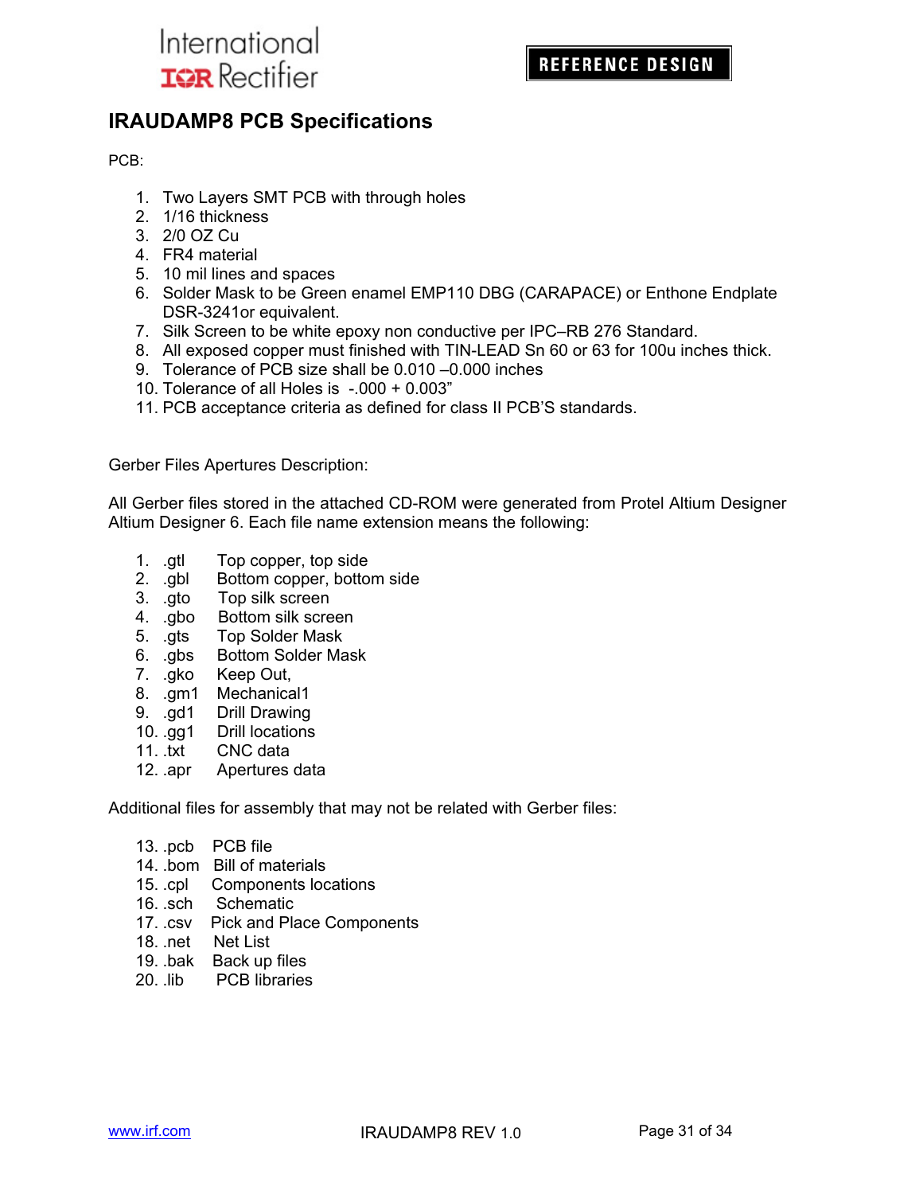# IRAUDAMP8 PCB Specifications

PCB:

1. Two Layers SMT PCB with through holes
2. 1/16 thickness
3. 2/0 OZ Cu
4. FR4 material
5. 10 mil lines and spaces
6. Solder Mask to be Green enamel EMP110 DBG (CARAPACE) or Enthone Endplate DSR-3241or equivalent.
7. Silk Screen to be white epoxy non conductive per IPC–RB 276 Standard.
8. All exposed copper must finished with TIN-LEAD Sn 60 or 63 for 100u inches thick.
9. Tolerance of PCB size shall be 0.010 –0.000 inches
10. Tolerance of all Holes is -.000 + 0.003”
11. PCB acceptance criteria as defined for class II PCB'S standards.

Gerber Files Apertures Description:

All Gerber files stored in the attached CD-ROM were generated from Protel Altium Designer Altium Designer 6. Each file name extension means the following:

1. .gtl Top copper, top side
2. .gbl Bottom copper, bottom side
3. .gto Top silk screen
4. .gbo Bottom silk screen
5. .gts Top Solder Mask
6. .gbs Bottom Solder Mask
7. .gko Keep Out,
8. .gm1 Mechanical1
9. .gd1 Drill Drawing
10. .gg1 Drill locations
11. .txt CNC data
12. .apr Apertures data

Additional files for assembly that may not be related with Gerber files:

13. .pcb PCB file
14. .bom Bill of materials
15. .cpl Components locations
16. .sch Schematic
17. .csv Pick and Place Components
18. .net Net List
19. .bak Back up files
20. .lib PCB libraries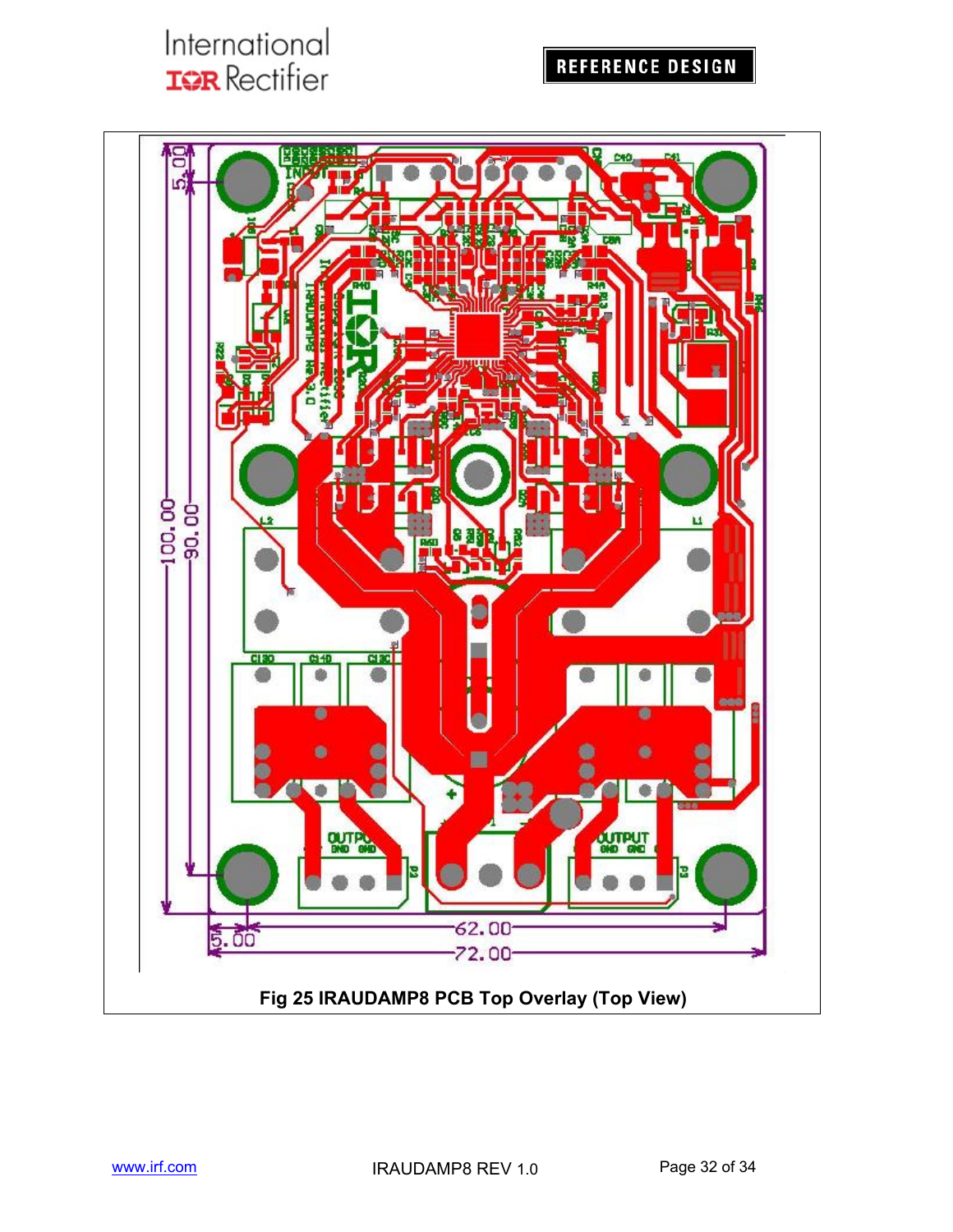Fig 25 IRAUDAMP8 PCB Top Overlay (Top View)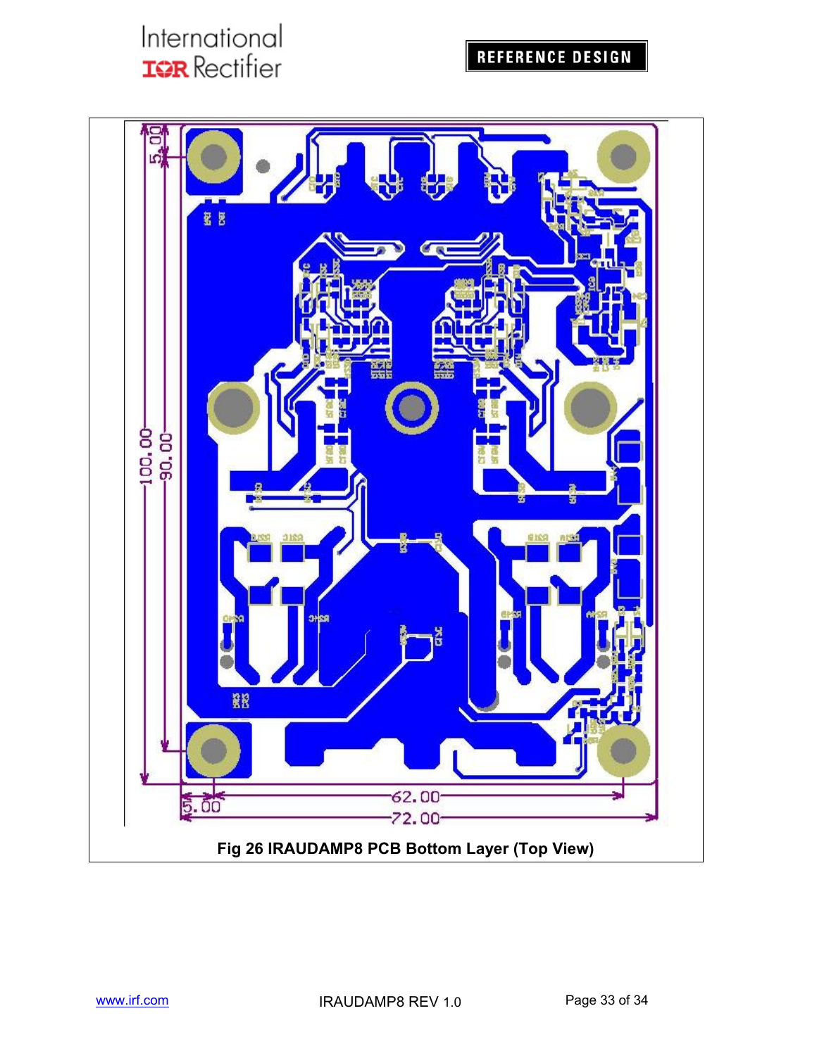Fig 26 IRAUDAMP8 PCB Bottom Layer (Top View)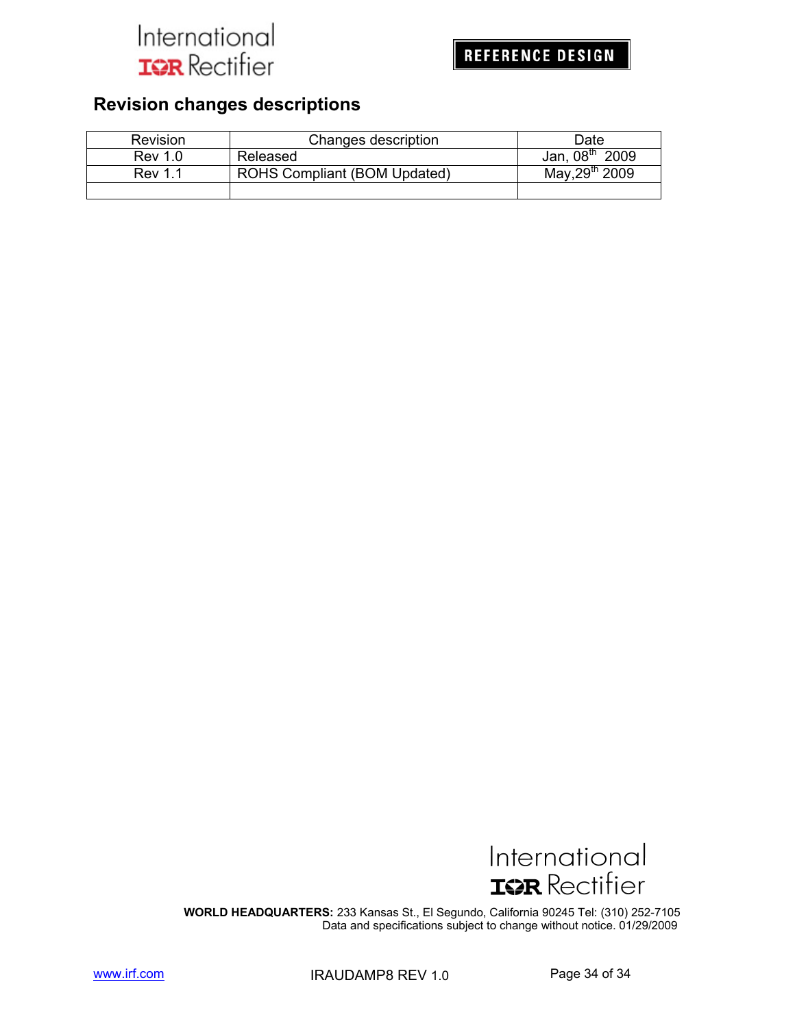## Revision changes descriptions

| Revision | Changes description | Date |
|---|---|---|
| Rev 1.0 | Released | Jan, 08th 2009 |
| Rev 1.1 | ROHS Compliant (BOM Updated) | May,29th 2009 |
| | | |

**WORLD HEADQUARTERS:** 233 Kansas St., El Segundo, California 90245 Tel: (310) 252-7105
Data and specifications subject to change without notice. 01/29/2009